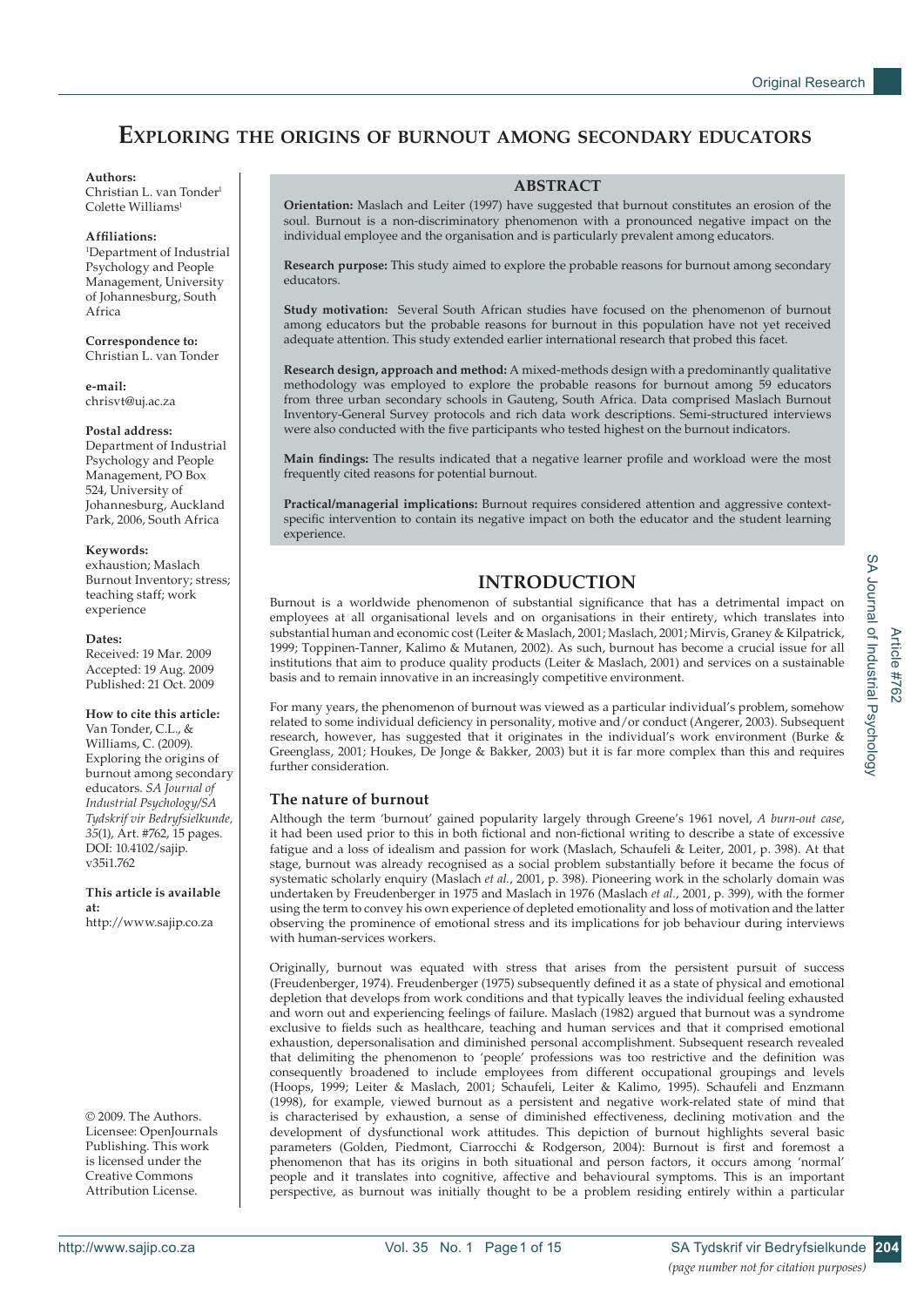# Exploring the origins of burnout among secondary educators

**Authors:**
Christian L. van Tonder[1]
Colette Williams[1]

**Affiliations:**
[1]Department of Industrial Psychology and People Management, University of Johannesburg, South Africa

**Correspondence to:**
Christian L. van Tonder

**e-mail:**
chrisvt@uj.ac.za

**Postal address:**
Department of Industrial Psychology and People Management, PO Box 524, University of Johannesburg, Auckland Park, 2006, South Africa

**Keywords:**
exhaustion; Maslach Burnout Inventory; stress; teaching staff; work experience

**Dates:**
Received: 19 Mar. 2009
Accepted: 19 Aug. 2009
Published: 21 Oct. 2009

**How to cite this article:**
Van Tonder, C.L., & Williams, C. (2009). Exploring the origins of burnout among secondary educators. *SA Journal of Industrial Psychology/SA Tydskrif vir Bedryfsielkunde, 35*(1), Art. #762, 15 pages. DOI: 10.4102/sajip.v35i1.762

**This article is available at:**
http://www.sajip.co.za

© 2009. The Authors. Licensee: OpenJournals Publishing. This work is licensed under the Creative Commons Attribution License.

## ABSTRACT

**Orientation:** Maslach and Leiter (1997) have suggested that burnout constitutes an erosion of the soul. Burnout is a non-discriminatory phenomenon with a pronounced negative impact on the individual employee and the organisation and is particularly prevalent among educators.

**Research purpose:** This study aimed to explore the probable reasons for burnout among secondary educators.

**Study motivation:** Several South African studies have focused on the phenomenon of burnout among educators but the probable reasons for burnout in this population have not yet received adequate attention. This study extended earlier international research that probed this facet.

**Research design, approach and method:** A mixed-methods design with a predominantly qualitative methodology was employed to explore the probable reasons for burnout among 59 educators from three urban secondary schools in Gauteng, South Africa. Data comprised Maslach Burnout Inventory-General Survey protocols and rich data work descriptions. Semi-structured interviews were also conducted with the five participants who tested highest on the burnout indicators.

**Main findings:** The results indicated that a negative learner profile and workload were the most frequently cited reasons for potential burnout.

**Practical/managerial implications:** Burnout requires considered attention and aggressive context-specific intervention to contain its negative impact on both the educator and the student learning experience.

## INTRODUCTION

Burnout is a worldwide phenomenon of substantial significance that has a detrimental impact on employees at all organisational levels and on organisations in their entirety, which translates into substantial human and economic cost (Leiter & Maslach, 2001; Maslach, 2001; Mirvis, Graney & Kilpatrick, 1999; Toppinen-Tanner, Kalimo & Mutanen, 2002). As such, burnout has become a crucial issue for all institutions that aim to produce quality products (Leiter & Maslach, 2001) and services on a sustainable basis and to remain innovative in an increasingly competitive environment.

For many years, the phenomenon of burnout was viewed as a particular individual's problem, somehow related to some individual deficiency in personality, motive and/or conduct (Angerer, 2003). Subsequent research, however, has suggested that it originates in the individual's work environment (Burke & Greenglass, 2001; Houkes, De Jonge & Bakker, 2003) but it is far more complex than this and requires further consideration.

### The nature of burnout

Although the term 'burnout' gained popularity largely through Greene's 1961 novel, *A burn-out case*, it had been used prior to this in both fictional and non-fictional writing to describe a state of excessive fatigue and a loss of idealism and passion for work (Maslach, Schaufeli & Leiter, 2001, p. 398). At that stage, burnout was already recognised as a social problem substantially before it became the focus of systematic scholarly enquiry (Maslach *et al.*, 2001, p. 398). Pioneering work in the scholarly domain was undertaken by Freudenberger in 1975 and Maslach in 1976 (Maslach *et al.*, 2001, p. 399), with the former using the term to convey his own experience of depleted emotionality and loss of motivation and the latter observing the prominence of emotional stress and its implications for job behaviour during interviews with human-services workers.

Originally, burnout was equated with stress that arises from the persistent pursuit of success (Freudenberger, 1974). Freudenberger (1975) subsequently defined it as a state of physical and emotional depletion that develops from work conditions and that typically leaves the individual feeling exhausted and worn out and experiencing feelings of failure. Maslach (1982) argued that burnout was a syndrome exclusive to fields such as healthcare, teaching and human services and that it comprised emotional exhaustion, depersonalisation and diminished personal accomplishment. Subsequent research revealed that delimiting the phenomenon to 'people' professions was too restrictive and the definition was consequently broadened to include employees from different occupational groupings and levels (Hoops, 1999; Leiter & Maslach, 2001; Schaufeli, Leiter & Kalimo, 1995). Schaufeli and Enzmann (1998), for example, viewed burnout as a persistent and negative work-related state of mind that is characterised by exhaustion, a sense of diminished effectiveness, declining motivation and the development of dysfunctional work attitudes. This depiction of burnout highlights several basic parameters (Golden, Piedmont, Ciarrocchi & Rodgerson, 2004): Burnout is first and foremost a phenomenon that has its origins in both situational and person factors, it occurs among 'normal' people and it translates into cognitive, affective and behavioural symptoms. This is an important perspective, as burnout was initially thought to be a problem residing entirely within a particular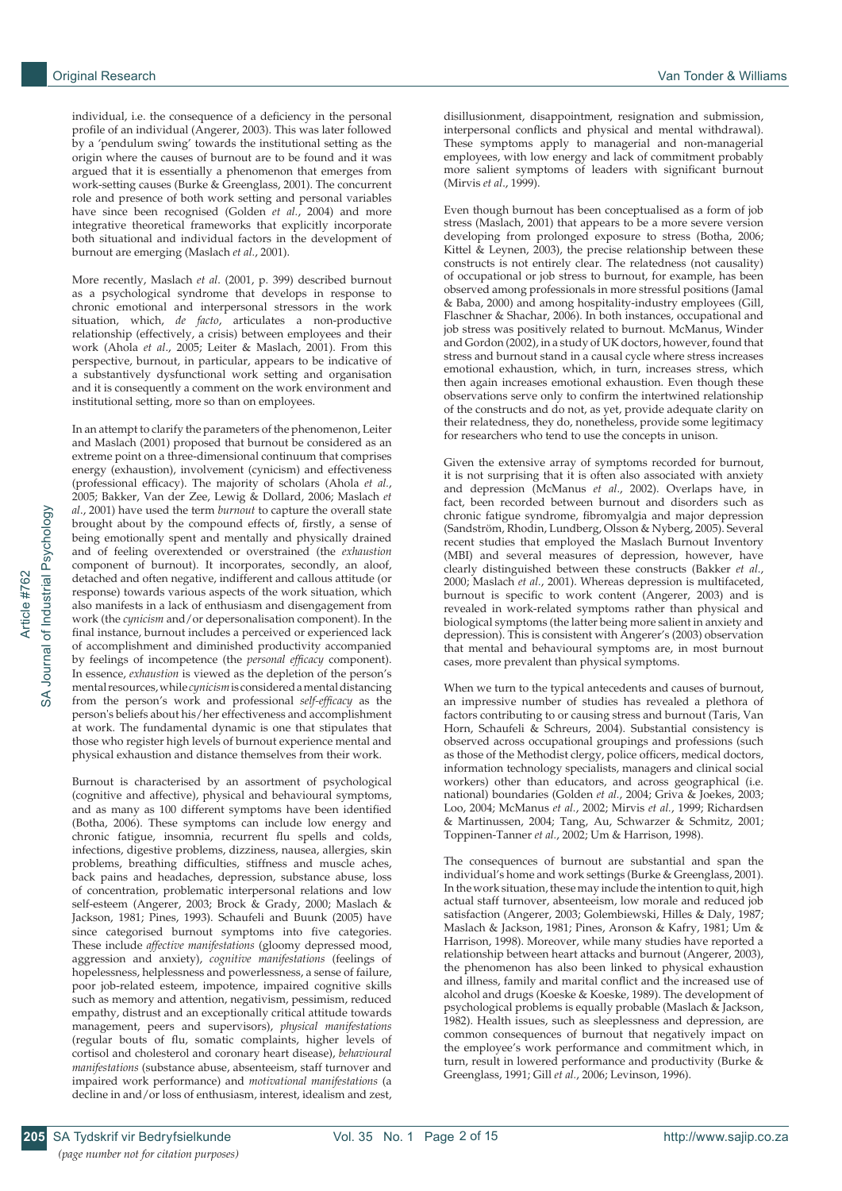individual, i.e. the consequence of a deficiency in the personal profile of an individual (Angerer, 2003). This was later followed by a 'pendulum swing' towards the institutional setting as the origin where the causes of burnout are to be found and it was argued that it is essentially a phenomenon that emerges from work-setting causes (Burke & Greenglass, 2001). The concurrent role and presence of both work setting and personal variables have since been recognised (Golden *et al.*, 2004) and more integrative theoretical frameworks that explicitly incorporate both situational and individual factors in the development of burnout are emerging (Maslach *et al.*, 2001).

More recently, Maslach *et al*. (2001, p. 399) described burnout as a psychological syndrome that develops in response to chronic emotional and interpersonal stressors in the work situation, which, *de facto*, articulates a non-productive relationship (effectively, a crisis) between employees and their work (Ahola *et al.*, 2005; Leiter & Maslach, 2001). From this perspective, burnout, in particular, appears to be indicative of a substantively dysfunctional work setting and organisation and it is consequently a comment on the work environment and institutional setting, more so than on employees.

In an attempt to clarify the parameters of the phenomenon, Leiter and Maslach (2001) proposed that burnout be considered as an extreme point on a three-dimensional continuum that comprises energy (exhaustion), involvement (cynicism) and effectiveness (professional efficacy). The majority of scholars (Ahola *et al.*, 2005; Bakker, Van der Zee, Lewig & Dollard, 2006; Maslach *et al.*, 2001) have used the term *burnout* to capture the overall state brought about by the compound effects of, firstly, a sense of being emotionally spent and mentally and physically drained and of feeling overextended or overstrained (the *exhaustion* component of burnout). It incorporates, secondly, an aloof, detached and often negative, indifferent and callous attitude (or response) towards various aspects of the work situation, which also manifests in a lack of enthusiasm and disengagement from work (the *cynicism* and/or depersonalisation component). In the final instance, burnout includes a perceived or experienced lack of accomplishment and diminished productivity accompanied by feelings of incompetence (the *personal efficacy* component). In essence, *exhaustion* is viewed as the depletion of the person's mental resources, while *cynicism* is considered a mental distancing from the person's work and professional *self-efficacy* as the person's beliefs about his/her effectiveness and accomplishment at work. The fundamental dynamic is one that stipulates that those who register high levels of burnout experience mental and physical exhaustion and distance themselves from their work.

Burnout is characterised by an assortment of psychological (cognitive and affective), physical and behavioural symptoms, and as many as 100 different symptoms have been identified (Botha, 2006). These symptoms can include low energy and chronic fatigue, insomnia, recurrent flu spells and colds, infections, digestive problems, dizziness, nausea, allergies, skin problems, breathing difficulties, stiffness and muscle aches, back pains and headaches, depression, substance abuse, loss of concentration, problematic interpersonal relations and low self-esteem (Angerer, 2003; Brock & Grady, 2000; Maslach & Jackson, 1981; Pines, 1993). Schaufeli and Buunk (2005) have since categorised burnout symptoms into five categories. These include *affective manifestations* (gloomy depressed mood, aggression and anxiety), *cognitive manifestations* (feelings of hopelessness, helplessness and powerlessness, a sense of failure, poor job-related esteem, impotence, impaired cognitive skills such as memory and attention, negativism, pessimism, reduced empathy, distrust and an exceptionally critical attitude towards management, peers and supervisors), *physical manifestations* (regular bouts of flu, somatic complaints, higher levels of cortisol and cholesterol and coronary heart disease), *behavioural manifestations* (substance abuse, absenteeism, staff turnover and impaired work performance) and *motivational manifestations* (a decline in and/or loss of enthusiasm, interest, idealism and zest, disillusionment, disappointment, resignation and submission, interpersonal conflicts and physical and mental withdrawal). These symptoms apply to managerial and non-managerial employees, with low energy and lack of commitment probably more salient symptoms of leaders with significant burnout (Mirvis *et al.*, 1999).

Even though burnout has been conceptualised as a form of job stress (Maslach, 2001) that appears to be a more severe version developing from prolonged exposure to stress (Botha, 2006; Kittel & Leynen, 2003), the precise relationship between these constructs is not entirely clear. The relatedness (not causality) of occupational or job stress to burnout, for example, has been observed among professionals in more stressful positions (Jamal & Baba, 2000) and among hospitality-industry employees (Gill, Flaschner & Shachar, 2006). In both instances, occupational and job stress was positively related to burnout. McManus, Winder and Gordon (2002), in a study of UK doctors, however, found that stress and burnout stand in a causal cycle where stress increases emotional exhaustion, which, in turn, increases stress, which then again increases emotional exhaustion. Even though these observations serve only to confirm the intertwined relationship of the constructs and do not, as yet, provide adequate clarity on their relatedness, they do, nonetheless, provide some legitimacy for researchers who tend to use the concepts in unison.

Given the extensive array of symptoms recorded for burnout, it is not surprising that it is often also associated with anxiety and depression (McManus *et al.*, 2002). Overlaps have, in fact, been recorded between burnout and disorders such as chronic fatigue syndrome, fibromyalgia and major depression (Sandström, Rhodin, Lundberg, Olsson & Nyberg, 2005). Several recent studies that employed the Maslach Burnout Inventory (MBI) and several measures of depression, however, have clearly distinguished between these constructs (Bakker *et al.*, 2000; Maslach *et al.*, 2001). Whereas depression is multifaceted, burnout is specific to work content (Angerer, 2003) and is revealed in work-related symptoms rather than physical and biological symptoms (the latter being more salient in anxiety and depression). This is consistent with Angerer's (2003) observation that mental and behavioural symptoms are, in most burnout cases, more prevalent than physical symptoms.

When we turn to the typical antecedents and causes of burnout, an impressive number of studies has revealed a plethora of factors contributing to or causing stress and burnout (Taris, Van Horn, Schaufeli & Schreurs, 2004). Substantial consistency is observed across occupational groupings and professions (such as those of the Methodist clergy, police officers, medical doctors, information technology specialists, managers and clinical social workers) other than educators, and across geographical (i.e. national) boundaries (Golden *et al.*, 2004; Griva & Joekes, 2003; Loo, 2004; McManus *et al.*, 2002; Mirvis *et al.*, 1999; Richardsen & Martinussen, 2004; Tang, Au, Schwarzer & Schmitz, 2001; Toppinen-Tanner *et al.*, 2002; Um & Harrison, 1998).

The consequences of burnout are substantial and span the individual's home and work settings (Burke & Greenglass, 2001). In the work situation, these may include the intention to quit, high actual staff turnover, absenteeism, low morale and reduced job satisfaction (Angerer, 2003; Golembiewski, Hilles & Daly, 1987; Maslach & Jackson, 1981; Pines, Aronson & Kafry, 1981; Um & Harrison, 1998). Moreover, while many studies have reported a relationship between heart attacks and burnout (Angerer, 2003), the phenomenon has also been linked to physical exhaustion and illness, family and marital conflict and the increased use of alcohol and drugs (Koeske & Koeske, 1989). The development of psychological problems is equally probable (Maslach & Jackson, 1982). Health issues, such as sleeplessness and depression, are common consequences of burnout that negatively impact on the employee's work performance and commitment which, in turn, result in lowered performance and productivity (Burke & Greenglass, 1991; Gill *et al.*, 2006; Levinson, 1996).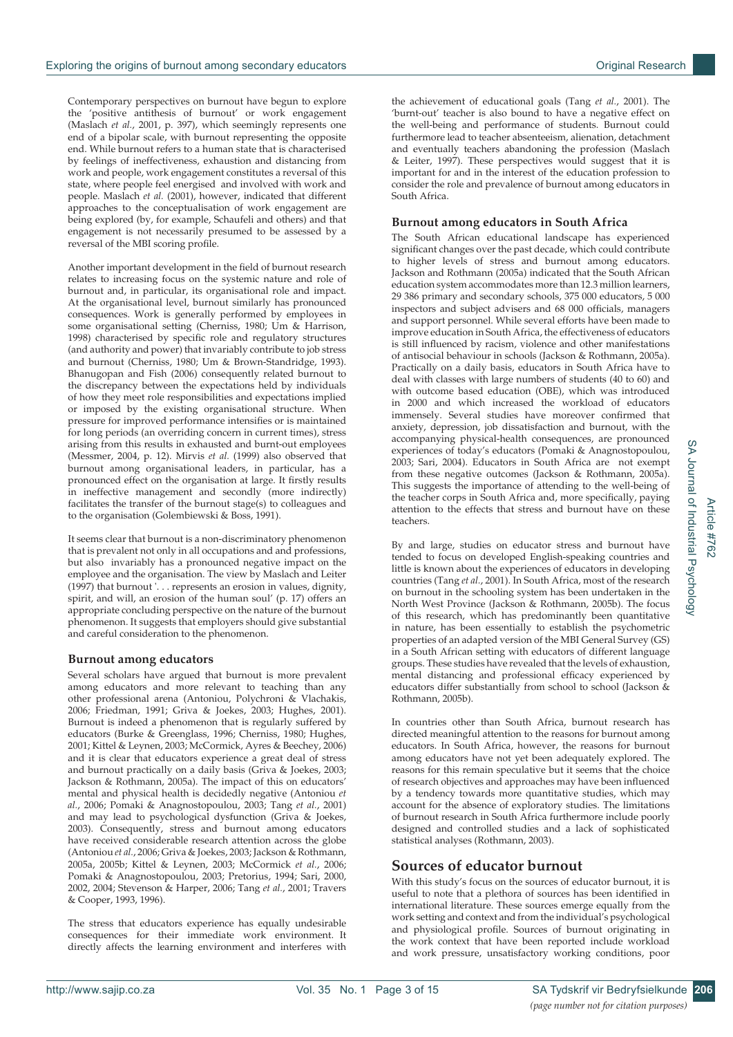Contemporary perspectives on burnout have begun to explore the 'positive antithesis of burnout' or work engagement (Maslach *et al.*, 2001, p. 397), which seemingly represents one end of a bipolar scale, with burnout representing the opposite end. While burnout refers to a human state that is characterised by feelings of ineffectiveness, exhaustion and distancing from work and people, work engagement constitutes a reversal of this state, where people feel energised and involved with work and people. Maslach *et al.* (2001), however, indicated that different approaches to the conceptualisation of work engagement are being explored (by, for example, Schaufeli and others) and that engagement is not necessarily presumed to be assessed by a reversal of the MBI scoring profile.

Another important development in the field of burnout research relates to increasing focus on the systemic nature and role of burnout and, in particular, its organisational role and impact. At the organisational level, burnout similarly has pronounced consequences. Work is generally performed by employees in some organisational setting (Cherniss, 1980; Um & Harrison, 1998) characterised by specific role and regulatory structures (and authority and power) that invariably contribute to job stress and burnout (Cherniss, 1980; Um & Brown-Standridge, 1993). Bhanugopan and Fish (2006) consequently related burnout to the discrepancy between the expectations held by individuals of how they meet role responsibilities and expectations implied or imposed by the existing organisational structure. When pressure for improved performance intensifies or is maintained for long periods (an overriding concern in current times), stress arising from this results in exhausted and burnt-out employees (Messmer, 2004, p. 12). Mirvis *et al.* (1999) also observed that burnout among organisational leaders, in particular, has a pronounced effect on the organisation at large. It firstly results in ineffective management and secondly (more indirectly) facilitates the transfer of the burnout stage(s) to colleagues and to the organisation (Golembiewski & Boss, 1991).

It seems clear that burnout is a non-discriminatory phenomenon that is prevalent not only in all occupations and and professions, but also invariably has a pronounced negative impact on the employee and the organisation. The view by Maslach and Leiter (1997) that burnout '. . . represents an erosion in values, dignity, spirit, and will, an erosion of the human soul' (p. 17) offers an appropriate concluding perspective on the nature of the burnout phenomenon. It suggests that employers should give substantial and careful consideration to the phenomenon.

### Burnout among educators

Several scholars have argued that burnout is more prevalent among educators and more relevant to teaching than any other professional arena (Antoniou, Polychroni & Vlachakis, 2006; Friedman, 1991; Griva & Joekes, 2003; Hughes, 2001). Burnout is indeed a phenomenon that is regularly suffered by educators (Burke & Greenglass, 1996; Cherniss, 1980; Hughes, 2001; Kittel & Leynen, 2003; McCormick, Ayres & Beechey, 2006) and it is clear that educators experience a great deal of stress and burnout practically on a daily basis (Griva & Joekes, 2003; Jackson & Rothmann, 2005a). The impact of this on educators' mental and physical health is decidedly negative (Antoniou *et al.*, 2006; Pomaki & Anagnostopoulou, 2003; Tang *et al.*, 2001) and may lead to psychological dysfunction (Griva & Joekes, 2003). Consequently, stress and burnout among educators have received considerable research attention across the globe (Antoniou *et al.*, 2006; Griva & Joekes, 2003; Jackson & Rothmann, 2005a, 2005b; Kittel & Leynen, 2003; McCormick *et al.*, 2006; Pomaki & Anagnostopoulou, 2003; Pretorius, 1994; Sari, 2000, 2002, 2004; Stevenson & Harper, 2006; Tang *et al.*, 2001; Travers & Cooper, 1993, 1996).

The stress that educators experience has equally undesirable consequences for their immediate work environment. It directly affects the learning environment and interferes with the achievement of educational goals (Tang *et al.*, 2001). The 'burnt-out' teacher is also bound to have a negative effect on the well-being and performance of students. Burnout could furthermore lead to teacher absenteeism, alienation, detachment and eventually teachers abandoning the profession (Maslach & Leiter, 1997). These perspectives would suggest that it is important for and in the interest of the education profession to consider the role and prevalence of burnout among educators in South Africa.

### Burnout among educators in South Africa

The South African educational landscape has experienced significant changes over the past decade, which could contribute to higher levels of stress and burnout among educators. Jackson and Rothmann (2005a) indicated that the South African education system accommodates more than 12.3 million learners, 29 386 primary and secondary schools, 375 000 educators, 5 000 inspectors and subject advisers and 68 000 officials, managers and support personnel. While several efforts have been made to improve education in South Africa, the effectiveness of educators is still influenced by racism, violence and other manifestations of antisocial behaviour in schools (Jackson & Rothmann, 2005a). Practically on a daily basis, educators in South Africa have to deal with classes with large numbers of students (40 to 60) and with outcome based education (OBE), which was introduced in 2000 and which increased the workload of educators immensely. Several studies have moreover confirmed that anxiety, depression, job dissatisfaction and burnout, with the accompanying physical-health consequences, are pronounced experiences of today's educators (Pomaki & Anagnostopoulou, 2003; Sari, 2004). Educators in South Africa are not exempt from these negative outcomes (Jackson & Rothmann, 2005a). This suggests the importance of attending to the well-being of the teacher corps in South Africa and, more specifically, paying attention to the effects that stress and burnout have on these teachers.

By and large, studies on educator stress and burnout have tended to focus on developed English-speaking countries and little is known about the experiences of educators in developing countries (Tang *et al.*, 2001). In South Africa, most of the research on burnout in the schooling system has been undertaken in the North West Province (Jackson & Rothmann, 2005b). The focus of this research, which has predominantly been quantitative in nature, has been essentially to establish the psychometric properties of an adapted version of the MBI General Survey (GS) in a South African setting with educators of different language groups. These studies have revealed that the levels of exhaustion, mental distancing and professional efficacy experienced by educators differ substantially from school to school (Jackson & Rothmann, 2005b).

In countries other than South Africa, burnout research has directed meaningful attention to the reasons for burnout among educators. In South Africa, however, the reasons for burnout among educators have not yet been adequately explored. The reasons for this remain speculative but it seems that the choice of research objectives and approaches may have been influenced by a tendency towards more quantitative studies, which may account for the absence of exploratory studies. The limitations of burnout research in South Africa furthermore include poorly designed and controlled studies and a lack of sophisticated statistical analyses (Rothmann, 2003).

## Sources of educator burnout

With this study's focus on the sources of educator burnout, it is useful to note that a plethora of sources has been identified in international literature. These sources emerge equally from the work setting and context and from the individual's psychological and physiological profile. Sources of burnout originating in the work context that have been reported include workload and work pressure, unsatisfactory working conditions, poor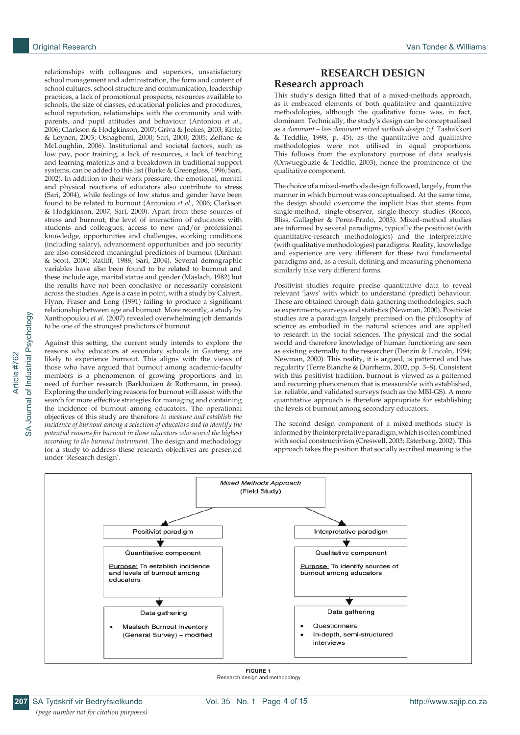relationships with colleagues and superiors, unsatisfactory school management and administration, the form and content of school cultures, school structure and communication, leadership practices, a lack of promotional prospects, resources available to schools, the size of classes, educational policies and procedures, school reputation, relationships with the community and with parents, and pupil attitudes and behaviour (Antoniou *et al.*, 2006; Clarkson & Hodgkinson, 2007; Griva & Joekes, 2003; Kittel & Leynen, 2003; Oshagbemi, 2000; Sari, 2000, 2005; Zeffane & McLoughlin, 2006). Institutional and societal factors, such as low pay, poor training, a lack of resources, a lack of teaching and learning materials and a breakdown in traditional support systems, can be added to this list (Burke & Greenglass, 1996; Sari, 2002). In addition to their work pressure, the emotional, mental and physical reactions of educators also contribute to stress (Sari, 2004), while feelings of low status and gender have been found to be related to burnout (Antoniou *et al.*, 2006; Clarkson & Hodgkinson, 2007; Sari, 2000). Apart from these sources of stress and burnout, the level of interaction of educators with students and colleagues, access to new and/or professional knowledge, opportunities and challenges, working conditions (including salary), advancement opportunities and job security are also considered meaningful predictors of burnout (Dinham & Scott, 2000; Ratliff, 1988; Sari, 2004). Several demographic variables have also been found to be related to burnout and these include age, marital status and gender (Maslach, 1982) but the results have not been conclusive or necessarily consistent across the studies. Age is a case in point, with a study by Calvert, Flynn, Fraser and Long (1991) failing to produce a significant relationship between age and burnout. More recently, a study by Xanthopoulou *et al.* (2007) revealed overwhelming job demands to be one of the strongest predictors of burnout.

Against this setting, the current study intends to explore the reasons why educators at secondary schools in Gauteng are likely to experience burnout. This aligns with the views of those who have argued that burnout among academic-faculty members is a phenomenon of growing proportions and in need of further research (Barkhuizen & Rothmann, in press). Exploring the underlying reasons for burnout will assist with the search for more effective strategies for managing and containing the incidence of burnout among educators. The operational objectives of this study are therefore *to measure and establish the incidence of burnout among a selection of educators and to identify the potential reasons for burnout in those educators who scored the highest according to the burnout instrument*. The design and methodology for a study to address these research objectives are presented under 'Research design'.

# RESEARCH DESIGN

## Research approach

This study's design fitted that of a mixed-methods approach, as it embraced elements of both qualitative and quantitative methodologies, although the qualitative focus was, in fact, dominant. Technically, the study's design can be conceptualised as a *dominant – less dominant mixed methods design* (*cf.* Tashakkori & Teddlie, 1998, p. 45), as the quantitative and qualitative methodologies were not utilised in equal proportions. This follows from the exploratory purpose of data analysis (Onwuegbuzie & Teddlie, 2003), hence the prominence of the qualitative component.

The choice of a mixed-methods design followed, largely, from the manner in which burnout was conceptualised. At the same time, the design should overcome the implicit bias that stems from single-method, single-observer, single-theory studies (Rocco, Bliss, Gallagher & Perez-Prado, 2003). Mixed-method studies are informed by several paradigms, typically the positivist (with quantitative-research methodologies) and the interpretative (with qualitative methodologies) paradigms. Reality, knowledge and experience are very different for these two fundamental paradigms and, as a result, defining and measuring phenomena similarly take very different forms.

Positivist studies require precise quantitative data to reveal relevant 'laws' with which to understand (predict) behaviour. These are obtained through data-gathering methodologies, such as experiments, surveys and statistics (Newman, 2000). Positivist studies are a paradigm largely premised on the philosophy of science as embodied in the natural sciences and are applied to research in the social sciences. The physical and the social world and therefore knowledge of human functioning are seen as existing externally to the researcher (Denzin & Lincoln, 1994; Newman, 2000). This reality, it is argued, is patterned and has regularity (Terre Blanche & Durrheim, 2002, pp. 3–8). Consistent with this positivist tradition, burnout is viewed as a patterned and recurring phenomenon that is measurable with established, i.e. reliable, and validated surveys (such as the MBI-GS). A more quantitative approach is therefore appropriate for establishing the levels of burnout among secondary educators.

The second design component of a mixed-methods study is informed by the interpretative paradigm, which is often combined with social constructivism (Creswell, 2003; Esterberg, 2002). This approach takes the position that socially ascribed meaning is the

Mixed Methods Approach
(Field Study)

Positivist paradigm

Quantitative component

Purpose: To establish incidence and levels of burnout among educators

Data gathering

- Maslach Burnout Inventory (General Survey) – modified

Interpretative paradigm

Qualitative component

Purpose: To identify sources of burnout among educators

Data gathering

- Questionnaire
- In-depth, semi-structured interviews

**FIGURE 1**
Research design and methodology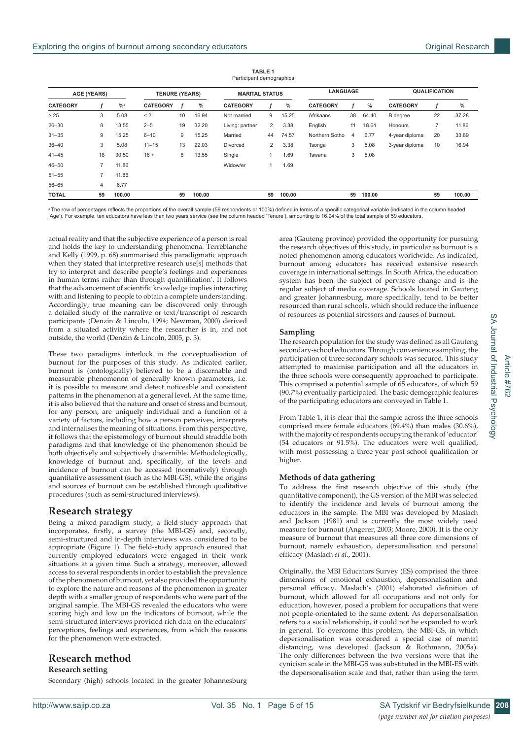**TABLE 1**
Participant demographics

| AGE (YEARS) | | | TENURE (YEARS) | | | MARITAL STATUS | | | LANGUAGE | | | QUALIFICATION | | |
|---|---|---|---|---|---|---|---|---|---|---|---|---|---|---|
| CATEGORY | *f* | %[a] | CATEGORY | *f* | % | CATEGORY | *f* | % | CATEGORY | *f* | % | CATEGORY | *f* | % |
| > 25 | 3 | 5.08 | < 2 | 10 | 16.94 | Not married | 9 | 15.25 | Afrikaans | 38 | 64.40 | B degree | 22 | 37.28 |
| 26–30 | 8 | 13.55 | 2–5 | 19 | 32.20 | Living: partner | 2 | 3.38 | English | 11 | 18.64 | Honours | 7 | 11.86 |
| 31–35 | 9 | 15.25 | 6–10 | 9 | 15.25 | Married | 44 | 74.57 | Northern Sotho | 4 | 6.77 | 4-year diploma | 20 | 33.89 |
| 36–40 | 3 | 5.08 | 11–15 | 13 | 22.03 | Divorced | 2 | 3.38 | Tsonga | 3 | 5.08 | 3-year diploma | 10 | 16.94 |
| 41–45 | 18 | 30.50 | 16 + | 8 | 13.55 | Single | 1 | 1.69 | Tswana | 3 | 5.08 | | | |
| 46–50 | 7 | 11.86 | | | | Widow/er | 1 | 1.69 | | | | | | |
| 51–55 | 7 | 11.86 | | | | | | | | | | | | |
| 56–65 | 4 | 6.77 | | | | | | | | | | | | |
| **TOTAL** | **59** | **100.00** | | **59** | **100.00** | | **59** | **100.00** | | **59** | **100.00** | | **59** | **100.00** |

[a] The row of percentages reflects the proportions of the overall sample (59 respondents or 100%) defined in terms of a specific categorical variable (indicated in the column headed 'Age'). For example, ten educators have less than two years service (see the column headed 'Tenure'), amounting to 16.94% of the total sample of 59 educators.

actual reality and that the subjective experience of a person is real and holds the key to understanding phenomena. Terreblanche and Kelly (1999, p. 68) summarised this paradigmatic approach when they stated that interpretive research use[s] methods that try to interpret and describe people's feelings and experiences in human terms rather than through quantification'. It follows that the advancement of scientific knowledge implies interacting with and listening to people to obtain a complete understanding. Accordingly, true meaning can be discovered only through a detailed study of the narrative or text/transcript of research participants (Denzin & Lincoln, 1994; Newman, 2000) derived from a situated activity where the researcher is in, and not outside, the world (Denzin & Lincoln, 2005, p. 3).

These two paradigms interlock in the conceptualisation of burnout for the purposes of this study. As indicated earlier, burnout is (ontologically) believed to be a discernable and measurable phenomenon of generally known parameters, i.e. it is possible to measure and detect noticeable and consistent patterns in the phenomenon at a general level. At the same time, it is also believed that the nature and onset of stress and burnout, for any person, are uniquely individual and a function of a variety of factors, including how a person perceives, interprets and internalises the meaning of situations. From this perspective, it follows that the epistemology of burnout should straddle both paradigms and that knowledge of the phenomenon should be both objectively and subjectively discernible. Methodologically, knowledge of burnout and, specifically, of the levels and incidence of burnout can be accessed (normatively) through quantitative assessment (such as the MBI-GS), while the origins and sources of burnout can be established through qualitative procedures (such as semi-structured interviews).

## Research strategy

Being a mixed-paradigm study, a field-study approach that incorporates, firstly, a survey (the MBI-GS) and, secondly, semi-structured and in-depth interviews was considered to be appropriate (Figure 1). The field-study approach ensured that currently employed educators were engaged in their work situations at a given time. Such a strategy, moreover, allowed access to several respondents in order to establish the prevalence of the phenomenon of burnout, yet also provided the opportunity to explore the nature and reasons of the phenomenon in greater depth with a smaller group of respondents who were part of the original sample. The MBI-GS revealed the educators who were scoring high and low on the indicators of burnout, while the semi-structured interviews provided rich data on the educators' perceptions, feelings and experiences, from which the reasons for the phenomenon were extracted.

## Research method

### Research setting

Secondary (high) schools located in the greater Johannesburg area (Gauteng province) provided the opportunity for pursuing the research objectives of this study, in particular as burnout is a noted phenomenon among educators worldwide. As indicated, burnout among educators has received extensive research coverage in international settings. In South Africa, the education system has been the subject of pervasive change and is the regular subject of media coverage. Schools located in Gauteng and greater Johannesburg, more specifically, tend to be better resourced than rural schools, which should reduce the influence of resources as potential stressors and causes of burnout.

### Sampling

The research population for the study was defined as all Gauteng secondary-school educators. Through convenience sampling, the participation of three secondary schools was secured. This study attempted to maximise participation and all the educators in the three schools were consequently approached to participate. This comprised a potential sample of 65 educators, of which 59 (90.7%) eventually participated. The basic demographic features of the participating educators are conveyed in Table 1.

From Table 1, it is clear that the sample across the three schools comprised more female educators (69.4%) than males (30.6%), with the majority of respondents occupying the rank of 'educator' (54 educators or 91.5%). The educators were well qualified, with most possessing a three-year post-school qualification or higher.

### Methods of data gathering

To address the first research objective of this study (the quantitative component), the GS version of the MBI was selected to identify the incidence and levels of burnout among the educators in the sample. The MBI was developed by Maslach and Jackson (1981) and is currently the most widely used measure for burnout (Angerer, 2003; Moore, 2000). It is the only measure of burnout that measures all three core dimensions of burnout, namely exhaustion, depersonalisation and personal efficacy (Maslach *et al.*, 2001).

Originally, the MBI Educators Survey (ES) comprised the three dimensions of emotional exhaustion, depersonalisation and personal efficacy. Maslach's (2001) elaborated definition of burnout, which allowed for all occupations and not only for education, however, posed a problem for occupations that were not people-orientated to the same extent. As depersonalisation refers to a social relationship, it could not be expanded to work in general. To overcome this problem, the MBI-GS, in which depersonalisation was considered a special case of mental distancing, was developed (Jackson & Rothmann, 2005a). The only differences between the two versions were that the cynicism scale in the MBI-GS was substituted in the MBI-ES with the depersonalisation scale and that, rather than using the term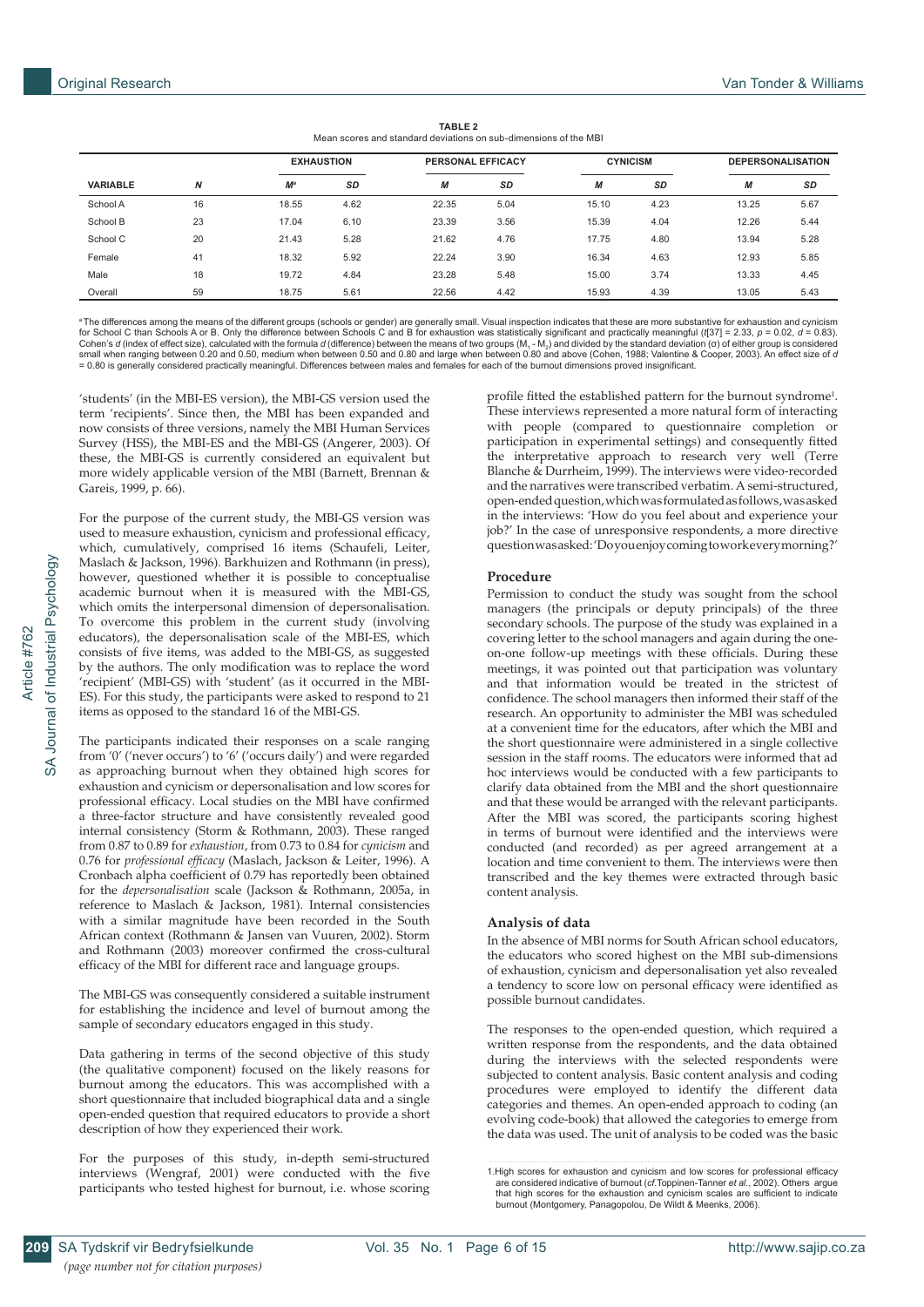**TABLE 2**
Mean scores and standard deviations on sub-dimensions of the MBI

| VARIABLE | *N* | EXHAUSTION | | PERSONAL EFFICACY | | CYNICISM | | DEPERSONALISATION | |
|---|---|---|---|---|---|---|---|---|---|
| | | *M*[a] | *SD* | *M* | *SD* | *M* | *SD* | *M* | *SD* |
| School A | 16 | 18.55 | 4.62 | 22.35 | 5.04 | 15.10 | 4.23 | 13.25 | 5.67 |
| School B | 23 | 17.04 | 6.10 | 23.39 | 3.56 | 15.39 | 4.04 | 12.26 | 5.44 |
| School C | 20 | 21.43 | 5.28 | 21.62 | 4.76 | 17.75 | 4.80 | 13.94 | 5.28 |
| Female | 41 | 18.32 | 5.92 | 22.24 | 3.90 | 16.34 | 4.63 | 12.93 | 5.85 |
| Male | 18 | 19.72 | 4.84 | 23.28 | 5.48 | 15.00 | 3.74 | 13.33 | 4.45 |
| Overall | 59 | 18.75 | 5.61 | 22.56 | 4.42 | 15.93 | 4.39 | 13.05 | 5.43 |

[a] The differences among the means of the different groups (schools or gender) are generally small. Visual inspection indicates that these are more substantive for exhaustion and cynicism for School C than Schools A or B. Only the difference between Schools C and B for exhaustion was statistically significant and practically meaningful ($t[37] = 2.33$, $p = 0.02$, $d = 0.83$). Cohen's *d* (index of effect size), calculated with the formula *d* (difference) between the means of two groups ($M_1 - M_2$) and divided by the standard deviation (σ) of either group is considered small when ranging between 0.20 and 0.50, medium when between 0.50 and 0.80 and large when between 0.80 and above (Cohen, 1988; Valentine & Cooper, 2003). An effect size of *d* = 0.80 is generally considered practically meaningful. Differences between males and females for each of the burnout dimensions proved insignificant.

'students' (in the MBI-ES version), the MBI-GS version used the term 'recipients'. Since then, the MBI has been expanded and now consists of three versions, namely the MBI Human Services Survey (HSS), the MBI-ES and the MBI-GS (Angerer, 2003). Of these, the MBI-GS is currently considered an equivalent but more widely applicable version of the MBI (Barnett, Brennan & Gareis, 1999, p. 66).

For the purpose of the current study, the MBI-GS version was used to measure exhaustion, cynicism and professional efficacy, which, cumulatively, comprised 16 items (Schaufeli, Leiter, Maslach & Jackson, 1996). Barkhuizen and Rothmann (in press), however, questioned whether it is possible to conceptualise academic burnout when it is measured with the MBI-GS, which omits the interpersonal dimension of depersonalisation. To overcome this problem in the current study (involving educators), the depersonalisation scale of the MBI-ES, which consists of five items, was added to the MBI-GS, as suggested by the authors. The only modification was to replace the word 'recipient' (MBI-GS) with 'student' (as it occurred in the MBI-ES). For this study, the participants were asked to respond to 21 items as opposed to the standard 16 of the MBI-GS.

The participants indicated their responses on a scale ranging from '0' ('never occurs') to '6' ('occurs daily') and were regarded as approaching burnout when they obtained high scores for exhaustion and cynicism or depersonalisation and low scores for professional efficacy. Local studies on the MBI have confirmed a three-factor structure and have consistently revealed good internal consistency (Storm & Rothmann, 2003). These ranged from 0.87 to 0.89 for *exhaustion*, from 0.73 to 0.84 for *cynicism* and 0.76 for *professional efficacy* (Maslach, Jackson & Leiter, 1996). A Cronbach alpha coefficient of 0.79 has reportedly been obtained for the *depersonalisation* scale (Jackson & Rothmann, 2005a, in reference to Maslach & Jackson, 1981). Internal consistencies with a similar magnitude have been recorded in the South African context (Rothmann & Jansen van Vuuren, 2002). Storm and Rothmann (2003) moreover confirmed the cross-cultural efficacy of the MBI for different race and language groups.

The MBI-GS was consequently considered a suitable instrument for establishing the incidence and level of burnout among the sample of secondary educators engaged in this study.

Data gathering in terms of the second objective of this study (the qualitative component) focused on the likely reasons for burnout among the educators. This was accomplished with a short questionnaire that included biographical data and a single open-ended question that required educators to provide a short description of how they experienced their work.

For the purposes of this study, in-depth semi-structured interviews (Wengraf, 2001) were conducted with the five participants who tested highest for burnout, i.e. whose scoring profile fitted the established pattern for the burnout syndrome[1]. These interviews represented a more natural form of interacting with people (compared to questionnaire completion or participation in experimental settings) and consequently fitted the interpretative approach to research very well (Terre Blanche & Durrheim, 1999). The interviews were video-recorded and the narratives were transcribed verbatim. A semi-structured, open-ended question, which was formulated as follows, was asked in the interviews: 'How do you feel about and experience your job?' In the case of unresponsive respondents, a more directive question was asked: 'Do you enjoy coming to work every morning?'

### Procedure

Permission to conduct the study was sought from the school managers (the principals or deputy principals) of the three secondary schools. The purpose of the study was explained in a covering letter to the school managers and again during the one-on-one follow-up meetings with these officials. During these meetings, it was pointed out that participation was voluntary and that information would be treated in the strictest of confidence. The school managers then informed their staff of the research. An opportunity to administer the MBI was scheduled at a convenient time for the educators, after which the MBI and the short questionnaire were administered in a single collective session in the staff rooms. The educators were informed that ad hoc interviews would be conducted with a few participants to clarify data obtained from the MBI and the short questionnaire and that these would be arranged with the relevant participants. After the MBI was scored, the participants scoring highest in terms of burnout were identified and the interviews were conducted (and recorded) as per agreed arrangement at a location and time convenient to them. The interviews were then transcribed and the key themes were extracted through basic content analysis.

### Analysis of data

In the absence of MBI norms for South African school educators, the educators who scored highest on the MBI sub-dimensions of exhaustion, cynicism and depersonalisation yet also revealed a tendency to score low on personal efficacy were identified as possible burnout candidates.

The responses to the open-ended question, which required a written response from the respondents, and the data obtained during the interviews with the selected respondents were subjected to content analysis. Basic content analysis and coding procedures were employed to identify the different data categories and themes. An open-ended approach to coding (an evolving code-book) that allowed the categories to emerge from the data was used. The unit of analysis to be coded was the basic

1. High scores for exhaustion and cynicism and low scores for professional efficacy are considered indicative of burnout (*cf.* Toppinen-Tanner *et al.*, 2002). Others argue that high scores for the exhaustion and cynicism scales are sufficient to indicate burnout (Montgomery, Panagopolou, De Wildt & Meenks, 2006).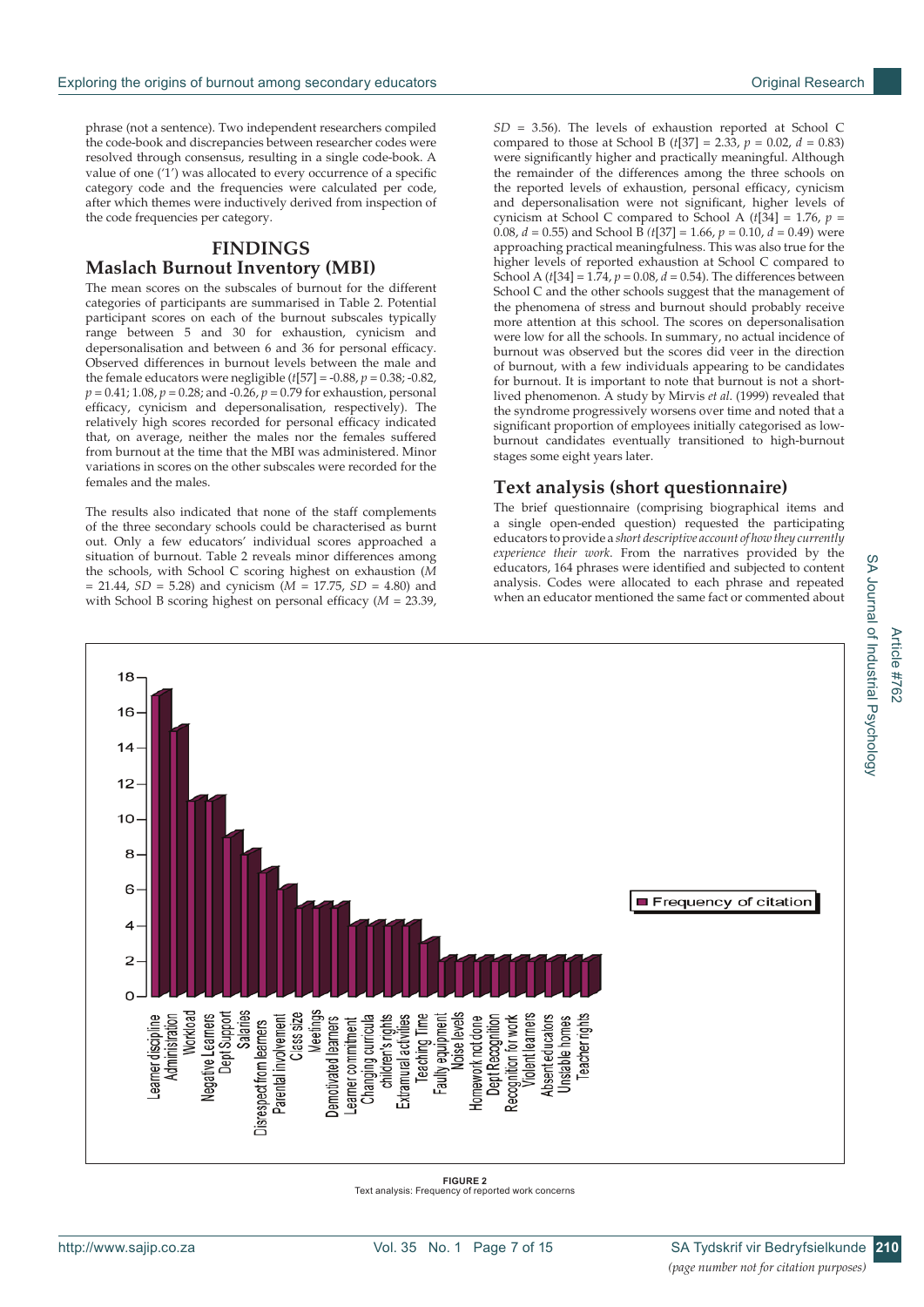phrase (not a sentence). Two independent researchers compiled the code-book and discrepancies between researcher codes were resolved through consensus, resulting in a single code-book. A value of one ('1') was allocated to every occurrence of a specific category code and the frequencies were calculated per code, after which themes were inductively derived from inspection of the code frequencies per category.

# FINDINGS

## Maslach Burnout Inventory (MBI)

The mean scores on the subscales of burnout for the different categories of participants are summarised in Table 2. Potential participant scores on each of the burnout subscales typically range between 5 and 30 for exhaustion, cynicism and depersonalisation and between 6 and 36 for personal efficacy. Observed differences in burnout levels between the male and the female educators were negligible ($t$[57] = -0.88, $p$ = 0.38; -0.82, $p$ = 0.41; 1.08, $p$ = 0.28; and -0.26, $p$ = 0.79 for exhaustion, personal efficacy, cynicism and depersonalisation, respectively). The relatively high scores recorded for personal efficacy indicated that, on average, neither the males nor the females suffered from burnout at the time that the MBI was administered. Minor variations in scores on the other subscales were recorded for the females and the males.

The results also indicated that none of the staff complements of the three secondary schools could be characterised as burnt out. Only a few educators' individual scores approached a situation of burnout. Table 2 reveals minor differences among the schools, with School C scoring highest on exhaustion ($M$ = 21.44, $SD$ = 5.28) and cynicism ($M$ = 17.75, $SD$ = 4.80) and with School B scoring highest on personal efficacy ($M$ = 23.39, $SD$ = 3.56). The levels of exhaustion reported at School C compared to those at School B ($t$[37] = 2.33, $p$ = 0.02, $d$ = 0.83) were significantly higher and practically meaningful. Although the remainder of the differences among the three schools on the reported levels of exhaustion, personal efficacy, cynicism and depersonalisation were not significant, higher levels of cynicism at School C compared to School A ($t$[34] = 1.76, $p$ = 0.08, $d$ = 0.55) and School B ($t$[37] = 1.66, $p$ = 0.10, $d$ = 0.49) were approaching practical meaningfulness. This was also true for the higher levels of reported exhaustion at School C compared to School A ($t$[34] = 1.74, $p$ = 0.08, $d$ = 0.54). The differences between School C and the other schools suggest that the management of the phenomena of stress and burnout should probably receive more attention at this school. The scores on depersonalisation were low for all the schools. In summary, no actual incidence of burnout was observed but the scores did veer in the direction of burnout, with a few individuals appearing to be candidates for burnout. It is important to note that burnout is not a short-lived phenomenon. A study by Mirvis *et al.* (1999) revealed that the syndrome progressively worsens over time and noted that a significant proportion of employees initially categorised as low-burnout candidates eventually transitioned to high-burnout stages some eight years later.

## Text analysis (short questionnaire)

The brief questionnaire (comprising biographical items and a single open-ended question) requested the participating educators to provide a *short descriptive account of how they currently experience their work*. From the narratives provided by the educators, 164 phrases were identified and subjected to content analysis. Codes were allocated to each phrase and repeated when an educator mentioned the same fact or commented about

| Concern | Frequency of citation |
|---|---|
| Learner discipline | 17 |
| Administration | 15 |
| Workload | 11 |
| Negative Learners | 11 |
| Dept Support | 9 |
| Salaries | 8 |
| Disrespect from learners | 7 |
| Parental involvement | 6 |
| Class size | 5 |
| Meetings | 5 |
| Demotivated learners | 5 |
| Learner commitment | 4 |
| Changing curricula | 4 |
| children's rights | 4 |
| Extramural activities | 4 |
| Teaching Time | 3 |
| Faulty equipment | 2 |
| Noise levels | 2 |
| Homework not done | 2 |
| Dept Recognition | 2 |
| Recognition for work | 2 |
| Violent learners | 2 |
| Absent educators | 2 |
| Unstable homes | 2 |
| Teacher rights | 2 |

**FIGURE 2**
Text analysis: Frequency of reported work concerns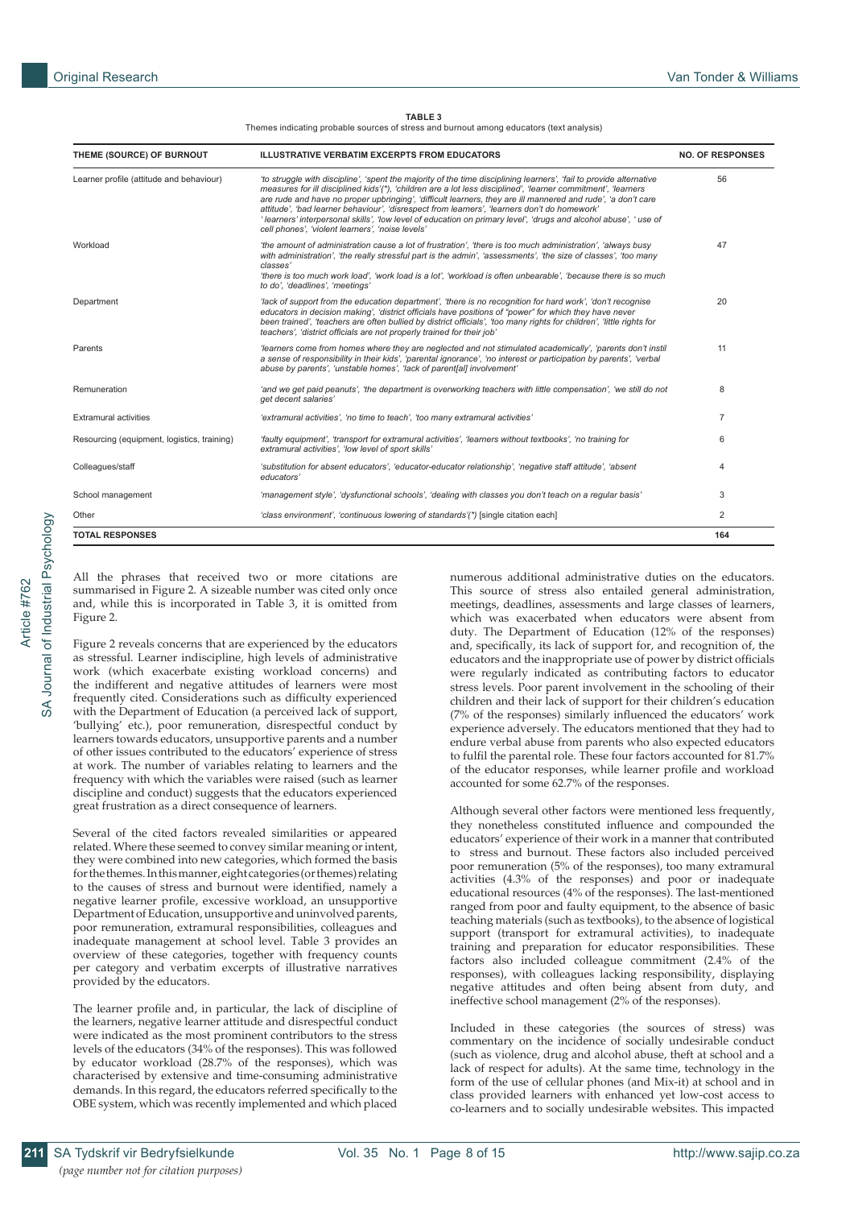**TABLE 3**
Themes indicating probable sources of stress and burnout among educators (text analysis)

| THEME (SOURCE) OF BURNOUT | ILLUSTRATIVE VERBATIM EXCERPTS FROM EDUCATORS | NO. OF RESPONSES |
|---|---|---|
| Learner profile (attitude and behaviour) | *'to struggle with discipline', 'spent the majority of the time disciplining learners', 'fail to provide alternative measures for ill disciplined kids'(\*), 'children are a lot less disciplined', 'learner commitment', 'learners are rude and have no proper upbringing', 'difficult learners, they are ill mannered and rude', 'a don't care attitude', 'bad learner behaviour', 'disrespect from learners', 'learners don't do homework' 'learners' interpersonal skills', 'low level of education on primary level', 'drugs and alcohol abuse', 'use of cell phones', 'violent learners', 'noise levels'* | 56 |
| Workload | *'the amount of administration cause a lot of frustration', 'there is too much administration', 'always busy with administration', 'the really stressful part is the admin', 'assessments', 'the size of classes', 'too many classes' 'there is too much work load', 'work load is a lot', 'workload is often unbearable', 'because there is so much to do', 'deadlines', 'meetings'* | 47 |
| Department | *'lack of support from the education department', 'there is no recognition for hard work', 'don't recognise educators in decision making', 'district officials have positions of "power" for which they have never been trained', 'teachers are often bullied by district officials', 'too many rights for children', 'little rights for teachers', 'district officials are not properly trained for their job'* | 20 |
| Parents | *'learners come from homes where they are neglected and not stimulated academically', 'parents don't instil a sense of responsibility in their kids', 'parental ignorance', 'no interest or participation by parents', 'verbal abuse by parents', 'unstable homes', 'lack of parent[al] involvement'* | 11 |
| Remuneration | *'and we get paid peanuts', 'the department is overworking teachers with little compensation', 'we still do not get decent salaries'* | 8 |
| Extramural activities | *'extramural activities', 'no time to teach', 'too many extramural activities'* | 7 |
| Resourcing (equipment, logistics, training) | *'faulty equipment', 'transport for extramural activities', 'learners without textbooks', 'no training for extramural activities', 'low level of sport skills'* | 6 |
| Colleagues/staff | *'substitution for absent educators', 'educator-educator relationship', 'negative staff attitude', 'absent educators'* | 4 |
| School management | *'management style', 'dysfunctional schools', 'dealing with classes you don't teach on a regular basis'* | 3 |
| Other | *'class environment', 'continuous lowering of standards'(\*)* [single citation each] | 2 |
| **TOTAL RESPONSES** | | **164** |

All the phrases that received two or more citations are summarised in Figure 2. A sizeable number was cited only once and, while this is incorporated in Table 3, it is omitted from Figure 2.

Figure 2 reveals concerns that are experienced by the educators as stressful. Learner indiscipline, high levels of administrative work (which exacerbate existing workload concerns) and the indifferent and negative attitudes of learners were most frequently cited. Considerations such as difficulty experienced with the Department of Education (a perceived lack of support, 'bullying' etc.), poor remuneration, disrespectful conduct by learners towards educators, unsupportive parents and a number of other issues contributed to the educators' experience of stress at work. The number of variables relating to learners and the frequency with which the variables were raised (such as learner discipline and conduct) suggests that the educators experienced great frustration as a direct consequence of learners.

Several of the cited factors revealed similarities or appeared related. Where these seemed to convey similar meaning or intent, they were combined into new categories, which formed the basis for the themes. In this manner, eight categories (or themes) relating to the causes of stress and burnout were identified, namely a negative learner profile, excessive workload, an unsupportive Department of Education, unsupportive and uninvolved parents, poor remuneration, extramural responsibilities, colleagues and inadequate management at school level. Table 3 provides an overview of these categories, together with frequency counts per category and verbatim excerpts of illustrative narratives provided by the educators.

The learner profile and, in particular, the lack of discipline of the learners, negative learner attitude and disrespectful conduct were indicated as the most prominent contributors to the stress levels of the educators (34% of the responses). This was followed by educator workload (28.7% of the responses), which was characterised by extensive and time-consuming administrative demands. In this regard, the educators referred specifically to the OBE system, which was recently implemented and which placed numerous additional administrative duties on the educators. This source of stress also entailed general administration, meetings, deadlines, assessments and large classes of learners, which was exacerbated when educators were absent from duty. The Department of Education (12% of the responses) and, specifically, its lack of support for, and recognition of, the educators and the inappropriate use of power by district officials were regularly indicated as contributing factors to educator stress levels. Poor parent involvement in the schooling of their children and their lack of support for their children's education (7% of the responses) similarly influenced the educators' work experience adversely. The educators mentioned that they had to endure verbal abuse from parents who also expected educators to fulfil the parental role. These four factors accounted for 81.7% of the educator responses, while learner profile and workload accounted for some 62.7% of the responses.

Although several other factors were mentioned less frequently, they nonetheless constituted influence and compounded the educators' experience of their work in a manner that contributed to stress and burnout. These factors also included perceived poor remuneration (5% of the responses), too many extramural activities (4.3% of the responses) and poor or inadequate educational resources (4% of the responses). The last-mentioned ranged from poor and faulty equipment, to the absence of basic teaching materials (such as textbooks), to the absence of logistical support (transport for extramural activities), to inadequate training and preparation for educator responsibilities. These factors also included colleague commitment (2.4% of the responses), with colleagues lacking responsibility, displaying negative attitudes and often being absent from duty, and ineffective school management (2% of the responses).

Included in these categories (the sources of stress) was commentary on the incidence of socially undesirable conduct (such as violence, drug and alcohol abuse, theft at school and a lack of respect for adults). At the same time, technology in the form of the use of cellular phones (and Mix-it) at school and in class provided learners with enhanced yet low-cost access to co-learners and to socially undesirable websites. This impacted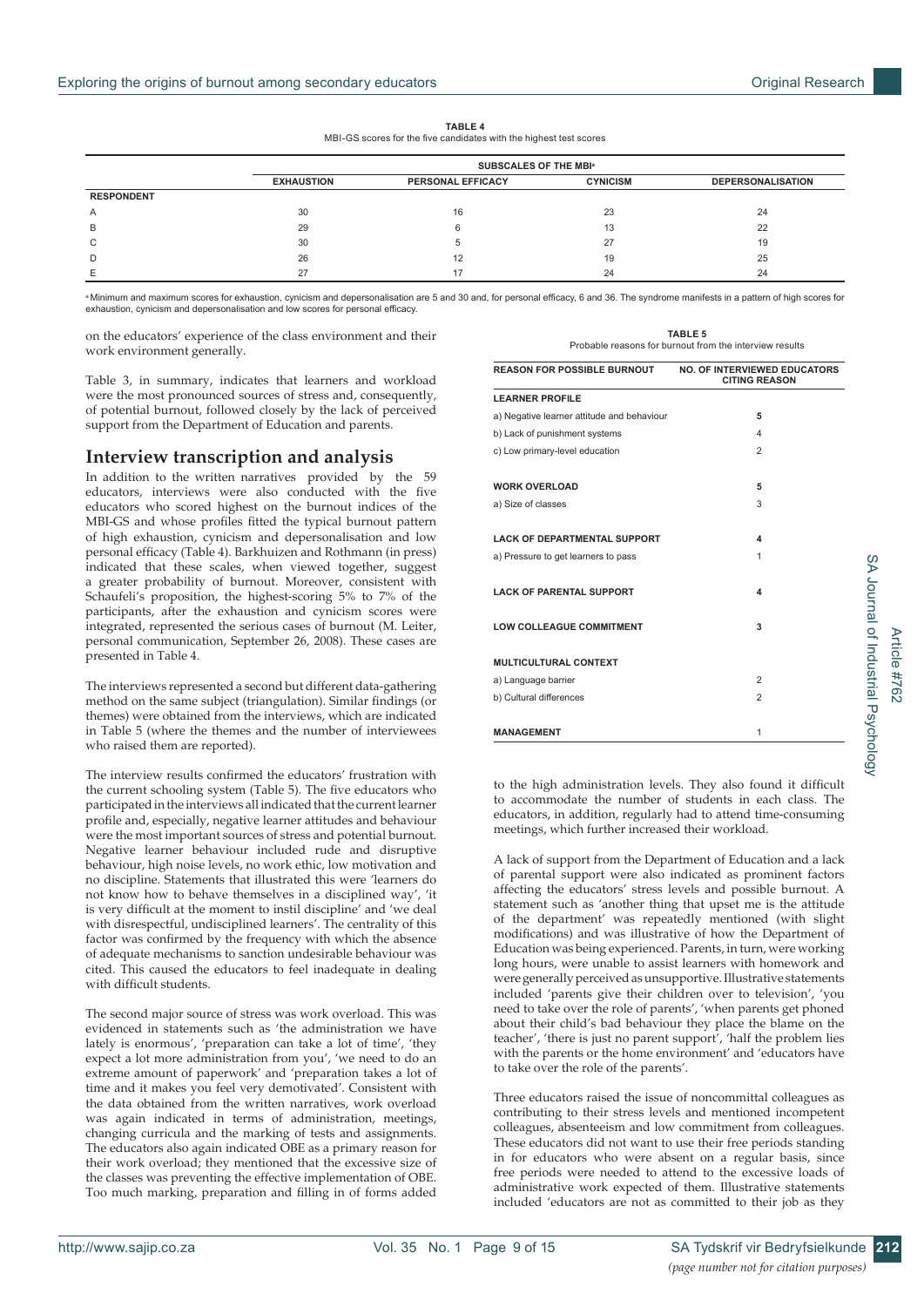**TABLE 4**
MBI-GS scores for the five candidates with the highest test scores

| | SUBSCALES OF THE MBI[a] | | | |
|---|---|---|---|---|
| | **EXHAUSTION** | **PERSONAL EFFICACY** | **CYNICISM** | **DEPERSONALISATION** |
| **RESPONDENT** | | | | |
| A | 30 | 16 | 23 | 24 |
| B | 29 | 6 | 13 | 22 |
| C | 30 | 5 | 27 | 19 |
| D | 26 | 12 | 19 | 25 |
| E | 27 | 17 | 24 | 24 |

[a] Minimum and maximum scores for exhaustion, cynicism and depersonalisation are 5 and 30 and, for personal efficacy, 6 and 36. The syndrome manifests in a pattern of high scores for exhaustion, cynicism and depersonalisation and low scores for personal efficacy.

on the educators' experience of the class environment and their work environment generally.

Table 3, in summary, indicates that learners and workload were the most pronounced sources of stress and, consequently, of potential burnout, followed closely by the lack of perceived support from the Department of Education and parents.

## Interview transcription and analysis

In addition to the written narratives provided by the 59 educators, interviews were also conducted with the five educators who scored highest on the burnout indices of the MBI-GS and whose profiles fitted the typical burnout pattern of high exhaustion, cynicism and depersonalisation and low personal efficacy (Table 4). Barkhuizen and Rothmann (in press) indicated that these scales, when viewed together, suggest a greater probability of burnout. Moreover, consistent with Schaufeli's proposition, the highest-scoring 5% to 7% of the participants, after the exhaustion and cynicism scores were integrated, represented the serious cases of burnout (M. Leiter, personal communication, September 26, 2008). These cases are presented in Table 4.

The interviews represented a second but different data-gathering method on the same subject (triangulation). Similar findings (or themes) were obtained from the interviews, which are indicated in Table 5 (where the themes and the number of interviewees who raised them are reported).

The interview results confirmed the educators' frustration with the current schooling system (Table 5). The five educators who participated in the interviews all indicated that the current learner profile and, especially, negative learner attitudes and behaviour were the most important sources of stress and potential burnout. Negative learner behaviour included rude and disruptive behaviour, high noise levels, no work ethic, low motivation and no discipline. Statements that illustrated this were 'learners do not know how to behave themselves in a disciplined way', 'it is very difficult at the moment to instil discipline' and 'we deal with disrespectful, undisciplined learners'. The centrality of this factor was confirmed by the frequency with which the absence of adequate mechanisms to sanction undesirable behaviour was cited. This caused the educators to feel inadequate in dealing with difficult students.

The second major source of stress was work overload. This was evidenced in statements such as 'the administration we have lately is enormous', 'preparation can take a lot of time', 'they expect a lot more administration from you', 'we need to do an extreme amount of paperwork' and 'preparation takes a lot of time and it makes you feel very demotivated'. Consistent with the data obtained from the written narratives, work overload was again indicated in terms of administration, meetings, changing curricula and the marking of tests and assignments. The educators also again indicated OBE as a primary reason for their work overload; they mentioned that the excessive size of the classes was preventing the effective implementation of OBE. Too much marking, preparation and filling in of forms added to the high administration levels. They also found it difficult to accommodate the number of students in each class. The educators, in addition, regularly had to attend time-consuming meetings, which further increased their workload.

**TABLE 5**
Probable reasons for burnout from the interview results

| REASON FOR POSSIBLE BURNOUT | NO. OF INTERVIEWED EDUCATORS CITING REASON |
|---|---|
| **LEARNER PROFILE** | |
| a) Negative learner attitude and behaviour | **5** |
| b) Lack of punishment systems | 4 |
| c) Low primary-level education | 2 |
| **WORK OVERLOAD** | **5** |
| a) Size of classes | 3 |
| **LACK OF DEPARTMENTAL SUPPORT** | **4** |
| a) Pressure to get learners to pass | 1 |
| **LACK OF PARENTAL SUPPORT** | **4** |
| **LOW COLLEAGUE COMMITMENT** | **3** |
| **MULTICULTURAL CONTEXT** | |
| a) Language barrier | 2 |
| b) Cultural differences | 2 |
| **MANAGEMENT** | 1 |

A lack of support from the Department of Education and a lack of parental support were also indicated as prominent factors affecting the educators' stress levels and possible burnout. A statement such as 'another thing that upset me is the attitude of the department' was repeatedly mentioned (with slight modifications) and was illustrative of how the Department of Education was being experienced. Parents, in turn, were working long hours, were unable to assist learners with homework and were generally perceived as unsupportive. Illustrative statements included 'parents give their children over to television', 'you need to take over the role of parents', 'when parents get phoned about their child's bad behaviour they place the blame on the teacher', 'there is just no parent support', 'half the problem lies with the parents or the home environment' and 'educators have to take over the role of the parents'.

Three educators raised the issue of noncommittal colleagues as contributing to their stress levels and mentioned incompetent colleagues, absenteeism and low commitment from colleagues. These educators did not want to use their free periods standing in for educators who were absent on a regular basis, since free periods were needed to attend to the excessive loads of administrative work expected of them. Illustrative statements included 'educators are not as committed to their job as they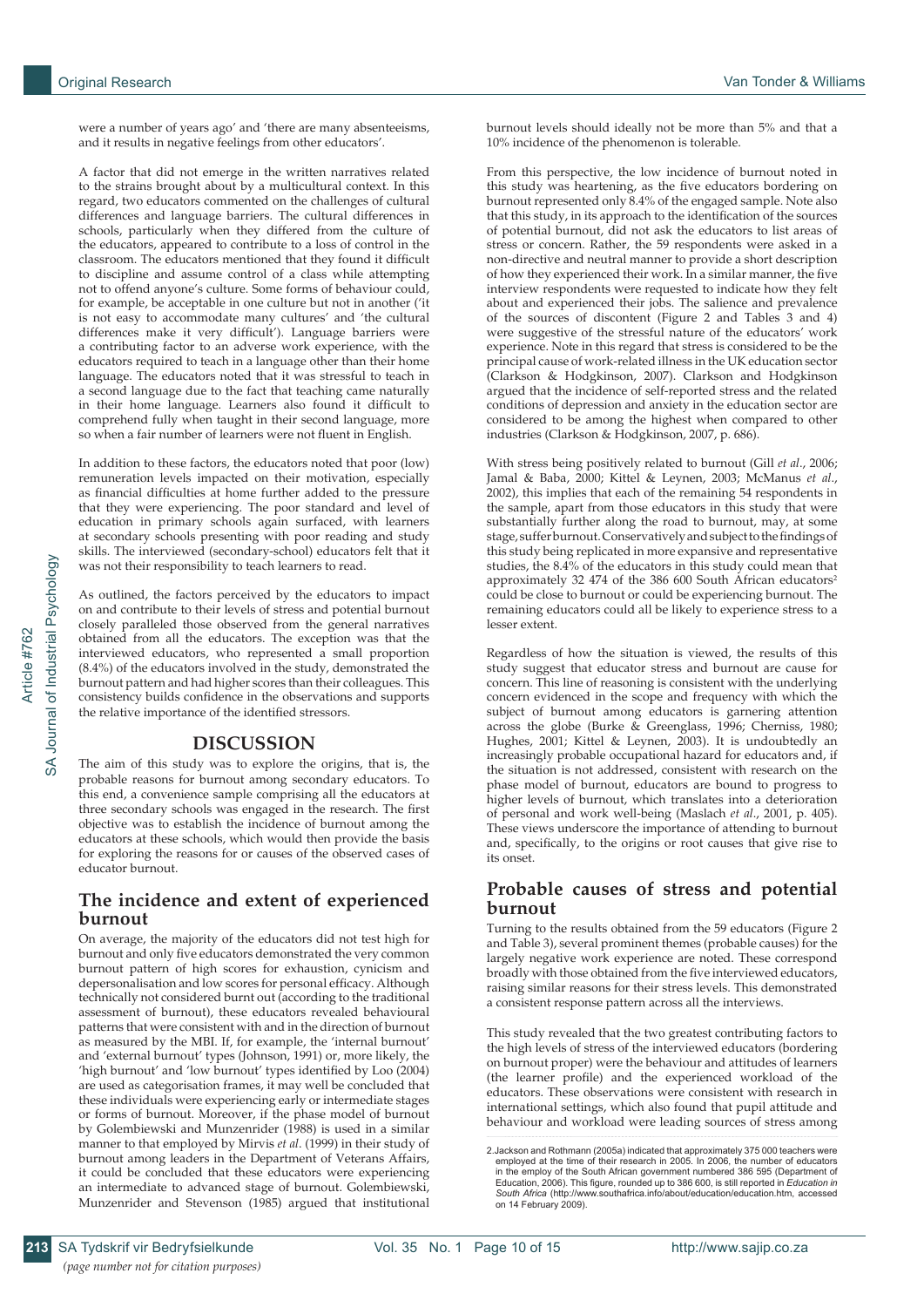were a number of years ago' and 'there are many absenteeisms, and it results in negative feelings from other educators'.

A factor that did not emerge in the written narratives related to the strains brought about by a multicultural context. In this regard, two educators commented on the challenges of cultural differences and language barriers. The cultural differences in schools, particularly when they differed from the culture of the educators, appeared to contribute to a loss of control in the classroom. The educators mentioned that they found it difficult to discipline and assume control of a class while attempting not to offend anyone's culture. Some forms of behaviour could, for example, be acceptable in one culture but not in another ('it is not easy to accommodate many cultures' and 'the cultural differences make it very difficult'). Language barriers were a contributing factor to an adverse work experience, with the educators required to teach in a language other than their home language. The educators noted that it was stressful to teach in a second language due to the fact that teaching came naturally in their home language. Learners also found it difficult to comprehend fully when taught in their second language, more so when a fair number of learners were not fluent in English.

In addition to these factors, the educators noted that poor (low) remuneration levels impacted on their motivation, especially as financial difficulties at home further added to the pressure that they were experiencing. The poor standard and level of education in primary schools again surfaced, with learners at secondary schools presenting with poor reading and study skills. The interviewed (secondary-school) educators felt that it was not their responsibility to teach learners to read.

As outlined, the factors perceived by the educators to impact on and contribute to their levels of stress and potential burnout closely paralleled those observed from the general narratives obtained from all the educators. The exception was that the interviewed educators, who represented a small proportion (8.4%) of the educators involved in the study, demonstrated the burnout pattern and had higher scores than their colleagues. This consistency builds confidence in the observations and supports the relative importance of the identified stressors.

## DISCUSSION

The aim of this study was to explore the origins, that is, the probable reasons for burnout among secondary educators. To this end, a convenience sample comprising all the educators at three secondary schools was engaged in the research. The first objective was to establish the incidence of burnout among the educators at these schools, which would then provide the basis for exploring the reasons for or causes of the observed cases of educator burnout.

### The incidence and extent of experienced burnout

On average, the majority of the educators did not test high for burnout and only five educators demonstrated the very common burnout pattern of high scores for exhaustion, cynicism and depersonalisation and low scores for personal efficacy. Although technically not considered burnt out (according to the traditional assessment of burnout), these educators revealed behavioural patterns that were consistent with and in the direction of burnout as measured by the MBI. If, for example, the 'internal burnout' and 'external burnout' types (Johnson, 1991) or, more likely, the 'high burnout' and 'low burnout' types identified by Loo (2004) are used as categorisation frames, it may well be concluded that these individuals were experiencing early or intermediate stages or forms of burnout. Moreover, if the phase model of burnout by Golembiewski and Munzenrider (1988) is used in a similar manner to that employed by Mirvis *et al*. (1999) in their study of burnout among leaders in the Department of Veterans Affairs, it could be concluded that these educators were experiencing an intermediate to advanced stage of burnout. Golembiewski, Munzenrider and Stevenson (1985) argued that institutional burnout levels should ideally be not more than 5% and that a 10% incidence of the phenomenon is tolerable.

From this perspective, the low incidence of burnout noted in this study was heartening, as the five educators bordering on burnout represented only 8.4% of the engaged sample. Note also that this study, in its approach to the identification of the sources of potential burnout, did not ask the educators to list areas of stress or concern. Rather, the 59 respondents were asked in a non-directive and neutral manner to provide a short description of how they experienced their work. In a similar manner, the five interview respondents were requested to indicate how they felt about and experienced their jobs. The salience and prevalence of the sources of discontent (Figure 2 and Tables 3 and 4) were suggestive of the stressful nature of the educators' work experience. Note in this regard that stress is considered to be the principal cause of work-related illness in the UK education sector (Clarkson & Hodgkinson, 2007). Clarkson and Hodgkinson argued that the incidence of self-reported stress and the related conditions of depression and anxiety in the education sector are considered to be among the highest when compared to other industries (Clarkson & Hodgkinson, 2007, p. 686).

With stress being positively related to burnout (Gill *et al*., 2006; Jamal & Baba, 2000; Kittel & Leynen, 2003; McManus *et al*., 2002), this implies that each of the remaining 54 respondents in the sample, apart from those educators in this study that were substantially further along the road to burnout, may, at some stage, suffer burnout. Conservatively and subject to the findings of this study being replicated in more expansive and representative studies, the 8.4% of the educators in this study could mean that approximately 32 474 of the 386 600 South African educators[2] could be close to burnout or could be experiencing burnout. The remaining educators could all be likely to experience stress to a lesser extent.

Regardless of how the situation is viewed, the results of this study suggest that educator stress and burnout are cause for concern. This line of reasoning is consistent with the underlying concern evidenced in the scope and frequency with which the subject of burnout among educators is garnering attention across the globe (Burke & Greenglass, 1996; Cherniss, 1980; Hughes, 2001; Kittel & Leynen, 2003). It is undoubtedly an increasingly probable occupational hazard for educators and, if the situation is not addressed, consistent with research on the phase model of burnout, educators are bound to progress to higher levels of burnout, which translates into a deterioration of personal and work well-being (Maslach *et al*., 2001, p. 405). These views underscore the importance of attending to burnout and, specifically, to the origins or root causes that give rise to its onset.

### Probable causes of stress and potential burnout

Turning to the results obtained from the 59 educators (Figure 2 and Table 3), several prominent themes (probable causes) for the largely negative work experience are noted. These correspond broadly with those obtained from the five interviewed educators, raising similar reasons for their stress levels. This demonstrated a consistent response pattern across all the interviews.

This study revealed that the two greatest contributing factors to the high levels of stress of the interviewed educators (bordering on burnout proper) were the behaviour and attitudes of learners (the learner profile) and the experienced workload of the educators. These observations were consistent with research in international settings, which also found that pupil attitude and behaviour and workload were leading sources of stress among

2. Jackson and Rothmann (2005a) indicated that approximately 375 000 teachers were employed at the time of their research in 2005. In 2006, the number of educators in the employ of the South African government numbered 386 595 (Department of Education, 2006). This figure, rounded up to 386 600, is still reported in *Education in South Africa* (http://www.southafrica.info/about/education/education.htm, accessed on 14 February 2009).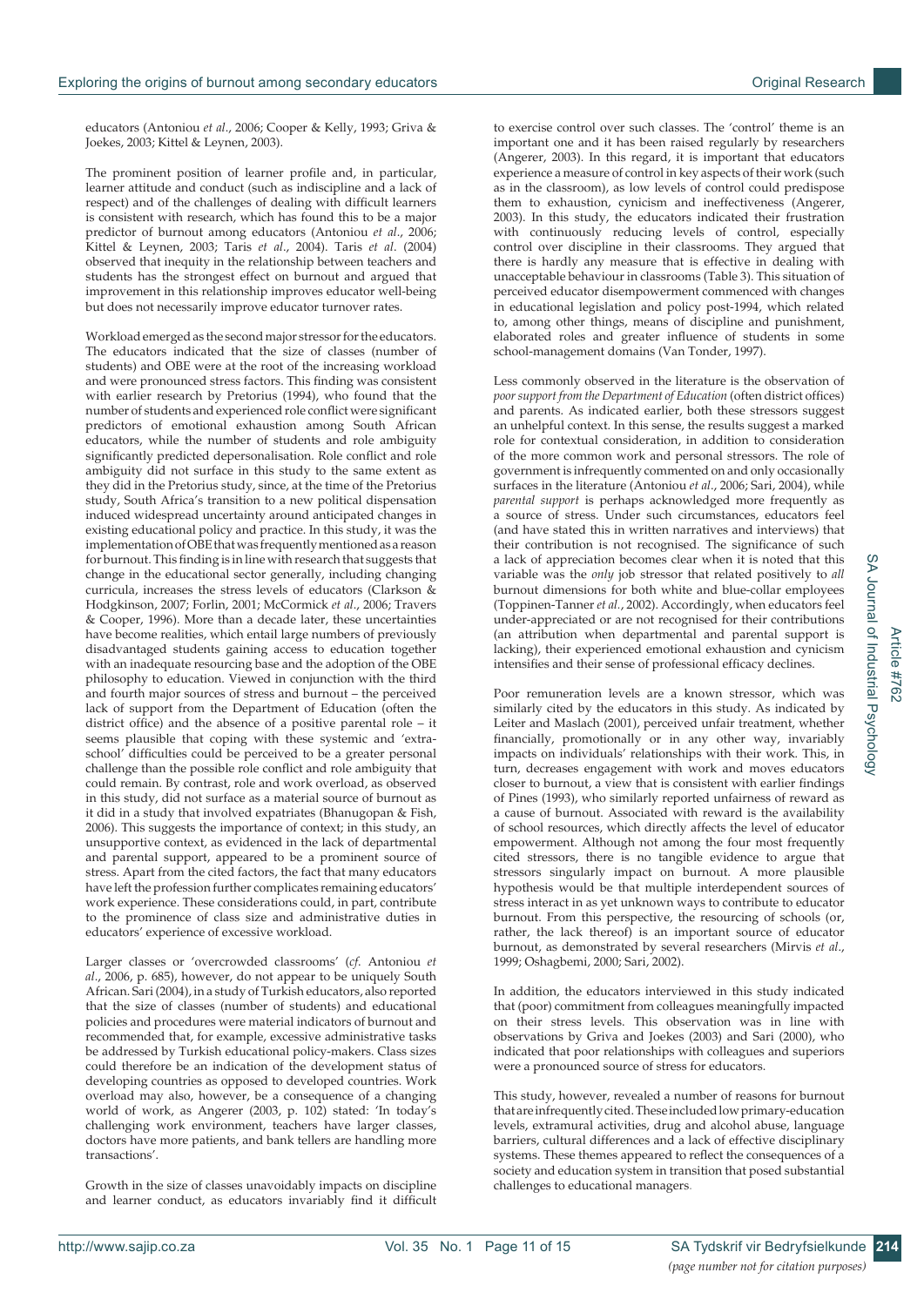educators (Antoniou *et al*., 2006; Cooper & Kelly, 1993; Griva & Joekes, 2003; Kittel & Leynen, 2003).

The prominent position of learner profile and, in particular, learner attitude and conduct (such as indiscipline and a lack of respect) and of the challenges of dealing with difficult learners is consistent with research, which has found this to be a major predictor of burnout among educators (Antoniou *et al*., 2006; Kittel & Leynen, 2003; Taris *et al*., 2004). Taris *et al*. (2004) observed that inequity in the relationship between teachers and students has the strongest effect on burnout and argued that improvement in this relationship improves educator well-being but does not necessarily improve educator turnover rates.

Workload emerged as the second major stressor for the educators. The educators indicated that the size of classes (number of students) and OBE were at the root of the increasing workload and were pronounced stress factors. This finding was consistent with earlier research by Pretorius (1994), who found that the number of students and experienced role conflict were significant predictors of emotional exhaustion among South African educators, while the number of students and role ambiguity significantly predicted depersonalisation. Role conflict and role ambiguity did not surface in this study to the same extent as they did in the Pretorius study, since, at the time of the Pretorius study, South Africa's transition to a new political dispensation induced widespread uncertainty around anticipated changes in existing educational policy and practice. In this study, it was the implementation of OBE that was frequently mentioned as a reason for burnout. This finding is in line with research that suggests that change in the educational sector generally, including changing curricula, increases the stress levels of educators (Clarkson & Hodgkinson, 2007; Forlin, 2001; McCormick *et al*., 2006; Travers & Cooper, 1996). More than a decade later, these uncertainties have become realities, which entail large numbers of previously disadvantaged students gaining access to education together with an inadequate resourcing base and the adoption of the OBE philosophy to education. Viewed in conjunction with the third and fourth major sources of stress and burnout – the perceived lack of support from the Department of Education (often the district office) and the absence of a positive parental role – it seems plausible that coping with these systemic and 'extra-school' difficulties could be perceived to be a greater personal challenge than the possible role conflict and role ambiguity that could remain. By contrast, role and work overload, as observed in this study, did not surface as a material source of burnout as it did in a study that involved expatriates (Bhanugopan & Fish, 2006). This suggests the importance of context; in this study, an unsupportive context, as evidenced in the lack of departmental and parental support, appeared to be a prominent source of stress. Apart from the cited factors, the fact that many educators have left the profession further complicates remaining educators' work experience. These considerations could, in part, contribute to the prominence of class size and administrative duties in educators' experience of excessive workload.

Larger classes or 'overcrowded classrooms' (*cf*. Antoniou *et al*., 2006, p. 685), however, do not appear to be uniquely South African. Sari (2004), in a study of Turkish educators, also reported that the size of classes (number of students) and educational policies and procedures were material indicators of burnout and recommended that, for example, excessive administrative tasks be addressed by Turkish educational policy-makers. Class sizes could therefore be an indication of the development status of developing countries as opposed to developed countries. Work overload may also, however, be a consequence of a changing world of work, as Angerer (2003, p. 102) stated: 'In today's challenging work environment, teachers have larger classes, doctors have more patients, and bank tellers are handling more transactions'.

Growth in the size of classes unavoidably impacts on discipline and learner conduct, as educators invariably find it difficult to exercise control over such classes. The 'control' theme is an important one and it has been raised regularly by researchers (Angerer, 2003). In this regard, it is important that educators experience a measure of control in key aspects of their work (such as in the classroom), as low levels of control could predispose them to exhaustion, cynicism and ineffectiveness (Angerer, 2003). In this study, the educators indicated their frustration with continuously reducing levels of control, especially control over discipline in their classrooms. They argued that there is hardly any measure that is effective in dealing with unacceptable behaviour in classrooms (Table 3). This situation of perceived educator disempowerment commenced with changes in educational legislation and policy post-1994, which related to, among other things, means of discipline and punishment, elaborated roles and greater influence of students in some school-management domains (Van Tonder, 1997).

Less commonly observed in the literature is the observation of *poor support from the Department of Education* (often district offices) and parents. As indicated earlier, both these stressors suggest an unhelpful context. In this sense, the results suggest a marked role for contextual consideration, in addition to consideration of the more common work and personal stressors. The role of government is infrequently commented on and only occasionally surfaces in the literature (Antoniou *et al*., 2006; Sari, 2004), while *parental support* is perhaps acknowledged more frequently as a source of stress. Under such circumstances, educators feel (and have stated this in written narratives and interviews) that their contribution is not recognised. The significance of such a lack of appreciation becomes clear when it is noted that this variable was the *only* job stressor that related positively to *all* burnout dimensions for both white and blue-collar employees (Toppinen-Tanner *et al.*, 2002). Accordingly, when educators feel under-appreciated or are not recognised for their contributions (an attribution when departmental and parental support is lacking), their experienced emotional exhaustion and cynicism intensifies and their sense of professional efficacy declines.

Poor remuneration levels are a known stressor, which was similarly cited by the educators in this study. As indicated by Leiter and Maslach (2001), perceived unfair treatment, whether financially, promotionally or in any other way, invariably impacts on individuals' relationships with their work. This, in turn, decreases engagement with work and moves educators closer to burnout, a view that is consistent with earlier findings of Pines (1993), who similarly reported unfairness of reward as a cause of burnout. Associated with reward is the availability of school resources, which directly affects the level of educator empowerment. Although not among the four most frequently cited stressors, there is no tangible evidence to argue that stressors singularly impact on burnout. A more plausible hypothesis would be that multiple interdependent sources of stress interact in as yet unknown ways to contribute to educator burnout. From this perspective, the resourcing of schools (or, rather, the lack thereof) is an important source of educator burnout, as demonstrated by several researchers (Mirvis *et al*., 1999; Oshagbemi, 2000; Sari, 2002).

In addition, the educators interviewed in this study indicated that (poor) commitment from colleagues meaningfully impacted on their stress levels. This observation was in line with observations by Griva and Joekes (2003) and Sari (2000), who indicated that poor relationships with colleagues and superiors were a pronounced source of stress for educators.

This study, however, revealed a number of reasons for burnout that are infrequently cited. These included low primary-education levels, extramural activities, drug and alcohol abuse, language barriers, cultural differences and a lack of effective disciplinary systems. These themes appeared to reflect the consequences of a society and education system in transition that posed substantial challenges to educational managers.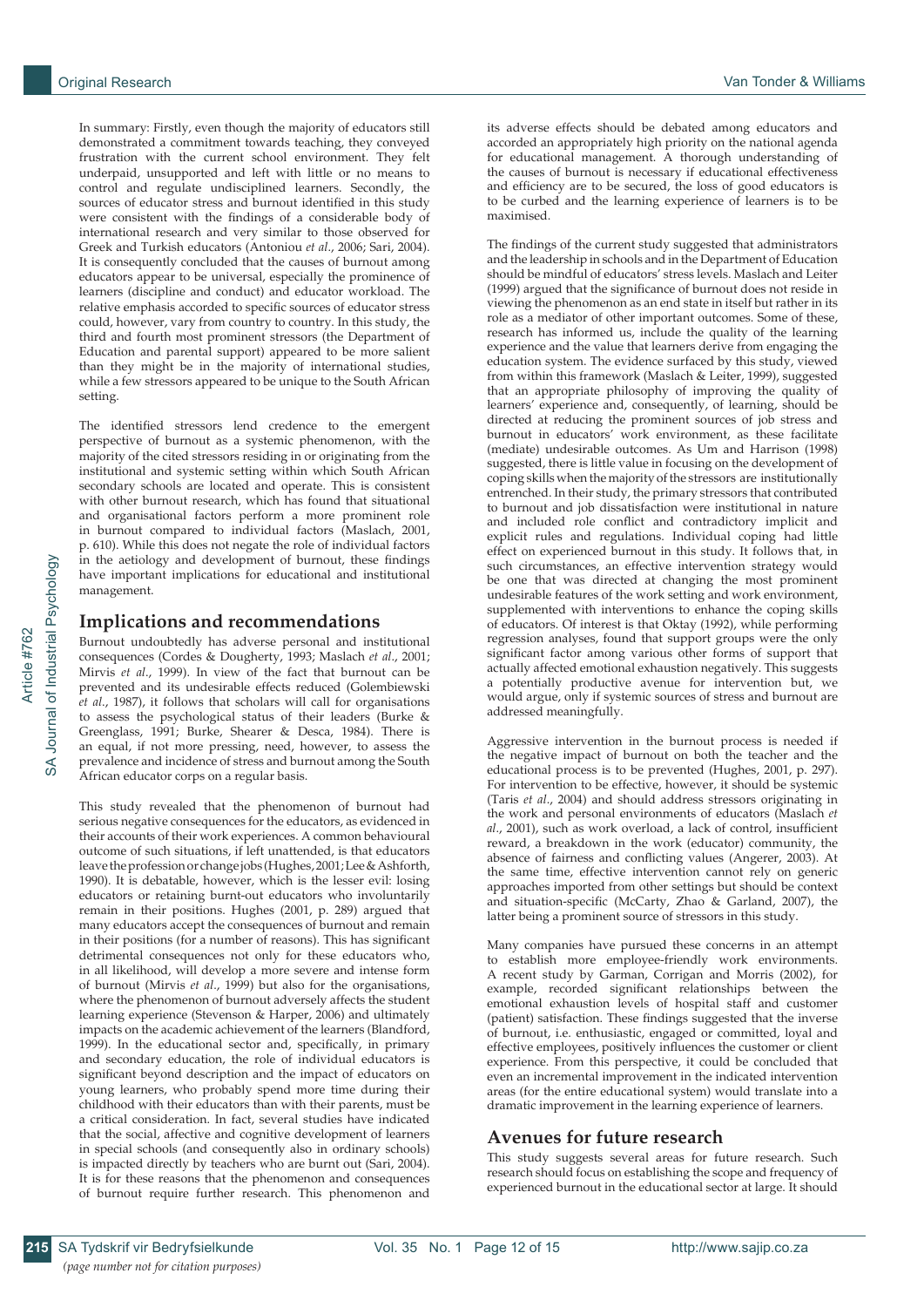In summary: Firstly, even though the majority of educators still demonstrated a commitment towards teaching, they conveyed frustration with the current school environment. They felt underpaid, unsupported and left with little or no means to control and regulate undisciplined learners. Secondly, the sources of educator stress and burnout identified in this study were consistent with the findings of a considerable body of international research and very similar to those observed for Greek and Turkish educators (Antoniou *et al*., 2006; Sari, 2004). It is consequently concluded that the causes of burnout among educators appear to be universal, especially the prominence of learners (discipline and conduct) and educator workload. The relative emphasis accorded to specific sources of educator stress could, however, vary from country to country. In this study, the third and fourth most prominent stressors (the Department of Education and parental support) appeared to be more salient than they might be in the majority of international studies, while a few stressors appeared to be unique to the South African setting.

The identified stressors lend credence to the emergent perspective of burnout as a systemic phenomenon, with the majority of the cited stressors residing in or originating from the institutional and systemic setting within which South African secondary schools are located and operate. This is consistent with other burnout research, which has found that situational and organisational factors perform a more prominent role in burnout compared to individual factors (Maslach, 2001, p. 610). While this does not negate the role of individual factors in the aetiology and development of burnout, these findings have important implications for educational and institutional management.

## Implications and recommendations

Burnout undoubtedly has adverse personal and institutional consequences (Cordes & Dougherty, 1993; Maslach *et al*., 2001; Mirvis *et al*., 1999). In view of the fact that burnout can be prevented and its undesirable effects reduced (Golembiewski *et al*., 1987), it follows that scholars will call for organisations to assess the psychological status of their leaders (Burke & Greenglass, 1991; Burke, Shearer & Desca, 1984). There is an equal, if not more pressing, need, however, to assess the prevalence and incidence of stress and burnout among the South African educator corps on a regular basis.

This study revealed that the phenomenon of burnout had serious negative consequences for the educators, as evidenced in their accounts of their work experiences. A common behavioural outcome of such situations, if left unattended, is that educators leave the profession or change jobs (Hughes, 2001; Lee & Ashforth, 1990). It is debatable, however, which is the lesser evil: losing educators or retaining burnt-out educators who involuntarily remain in their positions. Hughes (2001, p. 289) argued that many educators accept the consequences of burnout and remain in their positions (for a number of reasons). This has significant detrimental consequences not only for these educators who, in all likelihood, will develop a more severe and intense form of burnout (Mirvis *et al*., 1999) but also for the organisations, where the phenomenon of burnout adversely affects the student learning experience (Stevenson & Harper, 2006) and ultimately impacts on the academic achievement of the learners (Blandford, 1999). In the educational sector and, specifically, in primary and secondary education, the role of individual educators is significant beyond description and the impact of educators on young learners, who probably spend more time during their childhood with their educators than with their parents, must be a critical consideration. In fact, several studies have indicated that the social, affective and cognitive development of learners in special schools (and consequently also in ordinary schools) is impacted directly by teachers who are burnt out (Sari, 2004). It is for these reasons that the phenomenon and consequences of burnout require further research. This phenomenon and its adverse effects should be debated among educators and accorded an appropriately high priority on the national agenda for educational management. A thorough understanding of the causes of burnout is necessary if educational effectiveness and efficiency are to be secured, the loss of good educators is to be curbed and the learning experience of learners is to be maximised.

The findings of the current study suggested that administrators and the leadership in schools and in the Department of Education should be mindful of educators' stress levels. Maslach and Leiter (1999) argued that the significance of burnout does not reside in viewing the phenomenon as an end state in itself but rather in its role as a mediator of other important outcomes. Some of these, research has informed us, include the quality of the learning experience and the value that learners derive from engaging the education system. The evidence surfaced by this study, viewed from within this framework (Maslach & Leiter, 1999), suggested that an appropriate philosophy of improving the quality of learners' experience and, consequently, of learning, should be directed at reducing the prominent sources of job stress and burnout in educators' work environment, as these facilitate (mediate) undesirable outcomes. As Um and Harrison (1998) suggested, there is little value in focusing on the development of coping skills when the majority of the stressors are institutionally entrenched. In their study, the primary stressors that contributed to burnout and job dissatisfaction were institutional in nature and included role conflict and contradictory implicit and explicit rules and regulations. Individual coping had little effect on experienced burnout in this study. It follows that, in such circumstances, an effective intervention strategy would be one that was directed at changing the most prominent undesirable features of the work setting and work environment, supplemented with interventions to enhance the coping skills of educators. Of interest is that Oktay (1992), while performing regression analyses, found that support groups were the only significant factor among various other forms of support that actually affected emotional exhaustion negatively. This suggests a potentially productive avenue for intervention but, we would argue, only if systemic sources of stress and burnout are addressed meaningfully.

Aggressive intervention in the burnout process is needed if the negative impact of burnout on both the teacher and the educational process is to be prevented (Hughes, 2001, p. 297). For intervention to be effective, however, it should be systemic (Taris *et al*., 2004) and should address stressors originating in the work and personal environments of educators (Maslach *et al*., 2001), such as work overload, a lack of control, insufficient reward, a breakdown in the work (educator) community, the absence of fairness and conflicting values (Angerer, 2003). At the same time, effective intervention cannot rely on generic approaches imported from other settings but should be context and situation-specific (McCarty, Zhao & Garland, 2007), the latter being a prominent source of stressors in this study.

Many companies have pursued these concerns in an attempt to establish more employee-friendly work environments. A recent study by Garman, Corrigan and Morris (2002), for example, recorded significant relationships between the emotional exhaustion levels of hospital staff and customer (patient) satisfaction. These findings suggested that the inverse of burnout, i.e. enthusiastic, engaged or committed, loyal and effective employees, positively influences the customer or client experience. From this perspective, it could be concluded that even an incremental improvement in the indicated intervention areas (for the entire educational system) would translate into a dramatic improvement in the learning experience of learners.

## Avenues for future research

This study suggests several areas for future research. Such research should focus on establishing the scope and frequency of experienced burnout in the educational sector at large. It should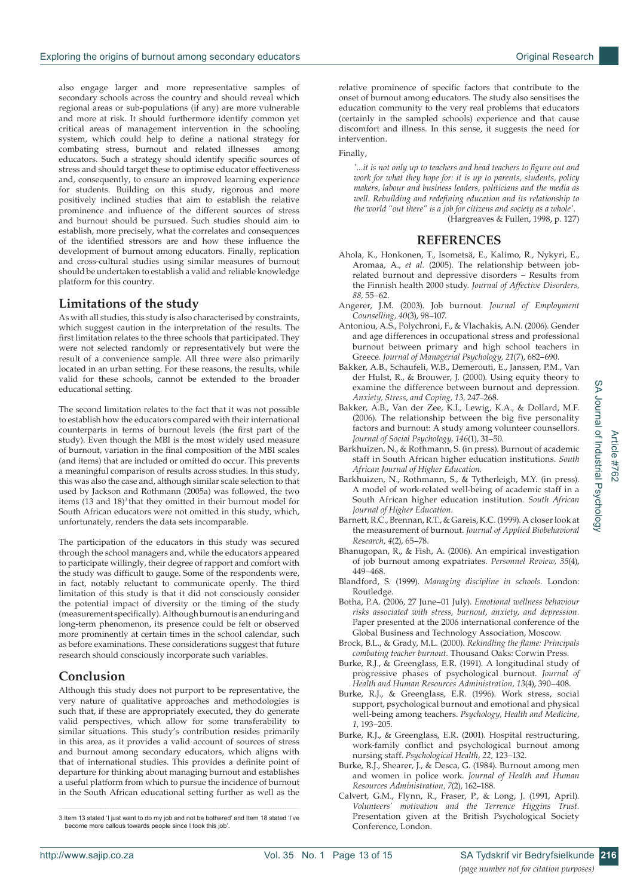also engage larger and more representative samples of secondary schools across the country and should reveal which regional areas or sub-populations (if any) are more vulnerable and more at risk. It should furthermore identify common yet critical areas of management intervention in the schooling system, which could help to define a national strategy for combating stress, burnout and related illnesses among educators. Such a strategy should identify specific sources of stress and should target these to optimise educator effectiveness and, consequently, to ensure an improved learning experience for students. Building on this study, rigorous and more positively inclined studies that aim to establish the relative prominence and influence of the different sources of stress and burnout should be pursued. Such studies should aim to establish, more precisely, what the correlates and consequences of the identified stressors are and how these influence the development of burnout among educators. Finally, replication and cross-cultural studies using similar measures of burnout should be undertaken to establish a valid and reliable knowledge platform for this country.

## Limitations of the study

As with all studies, this study is also characterised by constraints, which suggest caution in the interpretation of the results. The first limitation relates to the three schools that participated. They were not selected randomly or representatively but were the result of a convenience sample. All three were also primarily located in an urban setting. For these reasons, the results, while valid for these schools, cannot be extended to the broader educational setting.

The second limitation relates to the fact that it was not possible to establish how the educators compared with their international counterparts in terms of burnout levels (the first part of the study). Even though the MBI is the most widely used measure of burnout, variation in the final composition of the MBI scales (and items) that are included or omitted do occur. This prevents a meaningful comparison of results across studies. In this study, this was also the case and, although similar scale selection to that used by Jackson and Rothmann (2005a) was followed, the two items (13 and 18)[3] that they omitted in their burnout model for South African educators were not omitted in this study, which, unfortunately, renders the data sets incomparable.

The participation of the educators in this study was secured through the school managers and, while the educators appeared to participate willingly, their degree of rapport and comfort with the study was difficult to gauge. Some of the respondents were, in fact, notably reluctant to communicate openly. The third limitation of this study is that it did not consciously consider the potential impact of diversity or the timing of the study (measurement specifically). Although burnout is an enduring and long-term phenomenon, its presence could be felt or observed more prominently at certain times in the school calendar, such as before examinations. These considerations suggest that future research should consciously incorporate such variables.

## Conclusion

Although this study does not purport to be representative, the very nature of qualitative approaches and methodologies is such that, if these are appropriately executed, they do generate valid perspectives, which allow for some transferability to similar situations. This study's contribution resides primarily in this area, as it provides a valid account of sources of stress and burnout among secondary educators, which aligns with that of international studies. This provides a definite point of departure for thinking about managing burnout and establishes a useful platform from which to pursue the incidence of burnout in the South African educational setting further as well as the relative prominence of specific factors that contribute to the onset of burnout among educators. The study also sensitises the education community to the very real problems that educators (certainly in the sampled schools) experience and that cause discomfort and illness. In this sense, it suggests the need for intervention.

3. Item 13 stated 'I just want to do my job and not be bothered' and Item 18 stated 'I've become more callous towards people since I took this job'.

Finally,

> *'...it is not only up to teachers and head teachers to figure out and work for what they hope for: it is up to parents, students, policy makers, labour and business leaders, politicians and the media as well. Rebuilding and redefining education and its relationship to the world "out there" is a job for citizens and society as a whole'.*
> (Hargreaves & Fullen, 1998, p. 127)

## REFERENCES

Ahola, K., Honkonen, T., Isometsä, E., Kalimo, R., Nykyri, E., Aromaa, A., *et al.* (2005). The relationship between job-related burnout and depressive disorders – Results from the Finnish health 2000 study. *Journal of Affective Disorders, 88,* 55–62.

Angerer, J.M. (2003). Job burnout. *Journal of Employment Counselling, 40*(3), 98–107.

Antoniou, A.S., Polychroni, F., & Vlachakis, A.N. (2006). Gender and age differences in occupational stress and professional burnout between primary and high school teachers in Greece. *Journal of Managerial Psychology, 21*(7), 682–690.

Bakker, A.B., Schaufeli, W.B., Demerouti, E., Janssen, P.M., Van der Hulst, R., & Brouwer, J. (2000). Using equity theory to examine the difference between burnout and depression. *Anxiety, Stress, and Coping, 13,* 247–268.

Bakker, A.B., Van der Zee, K.I., Lewig, K.A., & Dollard, M.F. (2006). The relationship between the big five personality factors and burnout: A study among volunteer counsellors. *Journal of Social Psychology, 146*(1), 31–50.

Barkhuizen, N., & Rothmann, S. (in press). Burnout of academic staff in South African higher education institutions. *South African Journal of Higher Education.*

Barkhuizen, N., Rothmann, S., & Tytherleigh, M.Y. (in press). A model of work-related well-being of academic staff in a South African higher education institution. *South African Journal of Higher Education.*

Barnett, R.C., Brennan, R.T., & Gareis, K.C. (1999). A closer look at the measurement of burnout. *Journal of Applied Biobehavioral Research, 4*(2), 65–78.

Bhanugopan, R., & Fish, A. (2006). An empirical investigation of job burnout among expatriates. *Personnel Review, 35*(4), 449–468.

Blandford, S. (1999). *Managing discipline in schools.* London: Routledge.

Botha, P.A. (2006, 27 June–01 July). *Emotional wellness behaviour risks associated with stress, burnout, anxiety, and depression.* Paper presented at the 2006 international conference of the Global Business and Technology Association, Moscow.

Brock, B.L., & Grady, M.L. (2000). *Rekindling the flame: Principals combating teacher burnout.* Thousand Oaks: Corwin Press.

Burke, R.J., & Greenglass, E.R. (1991). A longitudinal study of progressive phases of psychological burnout. *Journal of Health and Human Resources Administration, 13*(4), 390–408.

Burke, R.J., & Greenglass, E.R. (1996). Work stress, social support, psychological burnout and emotional and physical well-being among teachers. *Psychology, Health and Medicine, 1,* 193–205.

Burke, R.J., & Greenglass, E.R. (2001). Hospital restructuring, work-family conflict and psychological burnout among nursing staff. *Psychological Health, 22,* 123–132.

Burke, R.J., Shearer, J., & Desca, G. (1984). Burnout among men and women in police work. *Journal of Health and Human Resources Administration, 7*(2), 162–188.

Calvert, G.M., Flynn, R., Fraser, P., & Long, J. (1991, April). *Volunteers' motivation and the Terrence Higgins Trust.* Presentation given at the British Psychological Society Conference, London.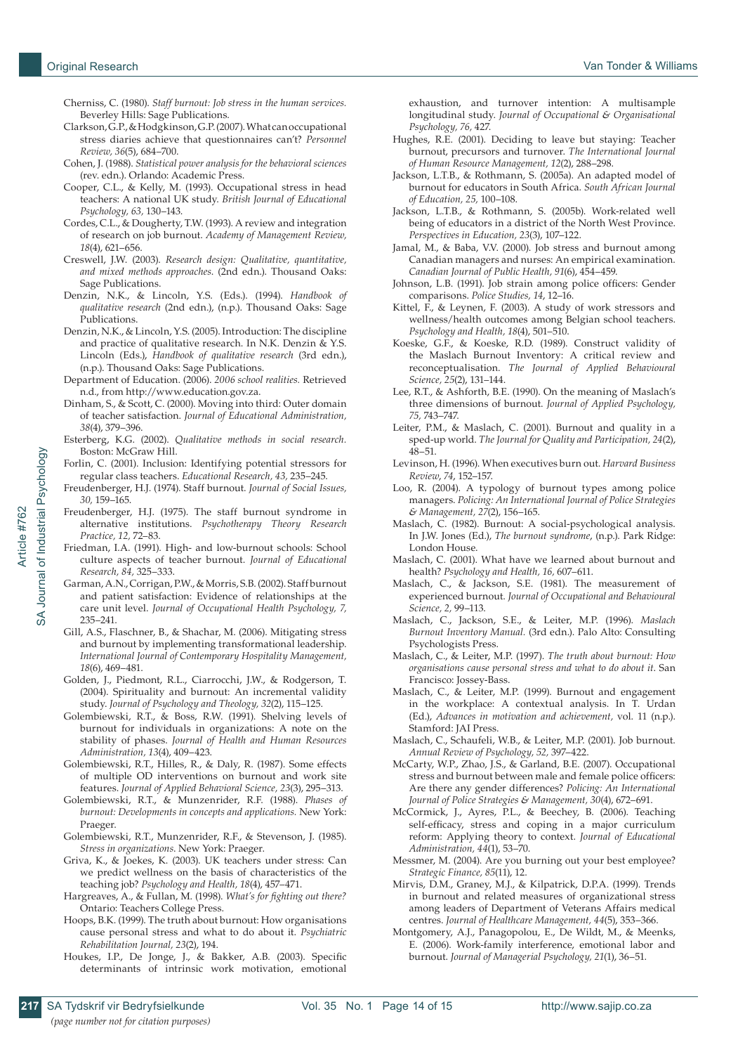Cherniss, C. (1980). *Staff burnout: Job stress in the human services.* Beverley Hills: Sage Publications.

Clarkson, G.P., & Hodgkinson, G.P. (2007). What can occupational stress diaries achieve that questionnaires can't? *Personnel Review, 36*(5), 684–700.

Cohen, J. (1988). *Statistical power analysis for the behavioral sciences* (rev. edn.). Orlando: Academic Press.

Cooper, C.L., & Kelly, M. (1993). Occupational stress in head teachers: A national UK study. *British Journal of Educational Psychology, 63,* 130–143.

Cordes, C.L., & Dougherty, T.W. (1993). A review and integration of research on job burnout. *Academy of Management Review, 18*(4), 621–656.

Creswell, J.W. (2003). *Research design: Qualitative, quantitative, and mixed methods approaches.* (2nd edn.). Thousand Oaks: Sage Publications.

Denzin, N.K., & Lincoln, Y.S. (Eds.). (1994). *Handbook of qualitative research* (2nd edn.), (n.p.). Thousand Oaks: Sage Publications.

Denzin, N.K., & Lincoln, Y.S. (2005). Introduction: The discipline and practice of qualitative research. In N.K. Denzin & Y.S. Lincoln (Eds.), *Handbook of qualitative research* (3rd edn.), (n.p.). Thousand Oaks: Sage Publications.

Department of Education. (2006). *2006 school realities.* Retrieved n.d., from http://www.education.gov.za.

Dinham, S., & Scott, C. (2000). Moving into third: Outer domain of teacher satisfaction. *Journal of Educational Administration, 38*(4), 379–396.

Esterberg, K.G. (2002). *Qualitative methods in social research.* Boston: McGraw Hill.

Forlin, C. (2001). Inclusion: Identifying potential stressors for regular class teachers. *Educational Research, 43,* 235–245.

Freudenberger, H.J. (1974). Staff burnout. *Journal of Social Issues, 30,* 159–165.

Freudenberger, H.J. (1975). The staff burnout syndrome in alternative institutions. *Psychotherapy Theory Research Practice, 12,* 72–83.

Friedman, I.A. (1991). High- and low-burnout schools: School culture aspects of teacher burnout. *Journal of Educational Research, 84,* 325–333.

Garman, A.N., Corrigan, P.W., & Morris, S.B. (2002). Staff burnout and patient satisfaction: Evidence of relationships at the care unit level. *Journal of Occupational Health Psychology, 7,* 235–241.

Gill, A.S., Flaschner, B., & Shachar, M. (2006). Mitigating stress and burnout by implementing transformational leadership. *International Journal of Contemporary Hospitality Management, 18*(6), 469–481.

Golden, J., Piedmont, R.L., Ciarrocchi, J.W., & Rodgerson, T. (2004). Spirituality and burnout: An incremental validity study. *Journal of Psychology and Theology, 32*(2), 115–125.

Golembiewski, R.T., & Boss, R.W. (1991). Shelving levels of burnout for individuals in organizations: A note on the stability of phases. *Journal of Health and Human Resources Administration, 13*(4), 409–423.

Golembiewski, R.T., Hilles, R., & Daly, R. (1987). Some effects of multiple OD interventions on burnout and work site features. *Journal of Applied Behavioral Science, 23*(3), 295–313.

Golembiewski, R.T., & Munzenrider, R.F. (1988). *Phases of burnout: Developments in concepts and applications.* New York: Praeger.

Golembiewski, R.T., Munzenrider, R.F., & Stevenson, J. (1985). *Stress in organizations.* New York: Praeger.

Griva, K., & Joekes, K. (2003). UK teachers under stress: Can we predict wellness on the basis of characteristics of the teaching job? *Psychology and Health, 18*(4), 457–471.

Hargreaves, A., & Fullan, M. (1998). *What's for fighting out there?* Ontario: Teachers College Press.

Hoops, B.K. (1999). The truth about burnout: How organisations cause personal stress and what to do about it. *Psychiatric Rehabilitation Journal, 23*(2), 194.

Houkes, I.P., De Jonge, J., & Bakker, A.B. (2003). Specific determinants of intrinsic work motivation, emotional exhaustion, and turnover intention: A multisample longitudinal study. *Journal of Occupational & Organisational Psychology, 76,* 427.

Hughes, R.E. (2001). Deciding to leave but staying: Teacher burnout, precursors and turnover. *The International Journal of Human Resource Management, 12*(2), 288–298.

Jackson, L.T.B., & Rothmann, S. (2005a). An adapted model of burnout for educators in South Africa. *South African Journal of Education, 25,* 100–108.

Jackson, L.T.B., & Rothmann, S. (2005b). Work-related well being of educators in a district of the North West Province. *Perspectives in Education, 23*(3), 107–122.

Jamal, M., & Baba, V.V. (2000). Job stress and burnout among Canadian managers and nurses: An empirical examination. *Canadian Journal of Public Health, 91*(6), 454–459.

Johnson, L.B. (1991). Job strain among police officers: Gender comparisons. *Police Studies, 14,* 12–16.

Kittel, F., & Leynen, F. (2003). A study of work stressors and wellness/health outcomes among Belgian school teachers. *Psychology and Health, 18*(4), 501–510.

Koeske, G.F., & Koeske, R.D. (1989). Construct validity of the Maslach Burnout Inventory: A critical review and reconceptualisation. *The Journal of Applied Behavioural Science, 25*(2), 131–144.

Lee, R.T., & Ashforth, B.E. (1990). On the meaning of Maslach's three dimensions of burnout. *Journal of Applied Psychology, 75,* 743–747.

Leiter, P.M., & Maslach, C. (2001). Burnout and quality in a sped-up world. *The Journal for Quality and Participation, 24*(2), 48–51.

Levinson, H. (1996). When executives burn out. *Harvard Business Review, 74,* 152–157.

Loo, R. (2004). A typology of burnout types among police managers. *Policing: An International Journal of Police Strategies & Management, 27*(2), 156–165.

Maslach, C. (1982). Burnout: A social-psychological analysis. In J.W. Jones (Ed.), *The burnout syndrome*, (n.p.). Park Ridge: London House.

Maslach, C. (2001). What have we learned about burnout and health? *Psychology and Health, 16,* 607–611.

Maslach, C., & Jackson, S.E. (1981). The measurement of experienced burnout. *Journal of Occupational and Behavioural Science, 2,* 99–113.

Maslach, C., Jackson, S.E., & Leiter, M.P. (1996). *Maslach Burnout Inventory Manual.* (3rd edn.). Palo Alto: Consulting Psychologists Press.

Maslach, C., & Leiter, M.P. (1997). *The truth about burnout: How organisations cause personal stress and what to do about it.* San Francisco: Jossey-Bass.

Maslach, C., & Leiter, M.P. (1999). Burnout and engagement in the workplace: A contextual analysis. In T. Urdan (Ed.), *Advances in motivation and achievement,* vol. 11 (n.p.). Stamford: JAI Press.

Maslach, C., Schaufeli, W.B., & Leiter, M.P. (2001). Job burnout. *Annual Review of Psychology, 52,* 397–422.

McCarty, W.P., Zhao, J.S., & Garland, B.E. (2007). Occupational stress and burnout between male and female police officers: Are there any gender differences? *Policing: An International Journal of Police Strategies & Management, 30*(4), 672–691.

McCormick, J., Ayres, P.L., & Beechey, B. (2006). Teaching self-efficacy, stress and coping in a major curriculum reform: Applying theory to context. *Journal of Educational Administration, 44*(1), 53–70.

Messmer, M. (2004). Are you burning out your best employee? *Strategic Finance, 85*(11), 12.

Mirvis, D.M., Graney, M.J., & Kilpatrick, D.P.A. (1999). Trends in burnout and related measures of organizational stress among leaders of Department of Veterans Affairs medical centres. *Journal of Healthcare Management, 44*(5), 353–366.

Montgomery, A.J., Panagopolou, E., De Wildt, M., & Meenks, E. (2006). Work-family interference, emotional labor and burnout. *Journal of Managerial Psychology, 21*(1), 36–51.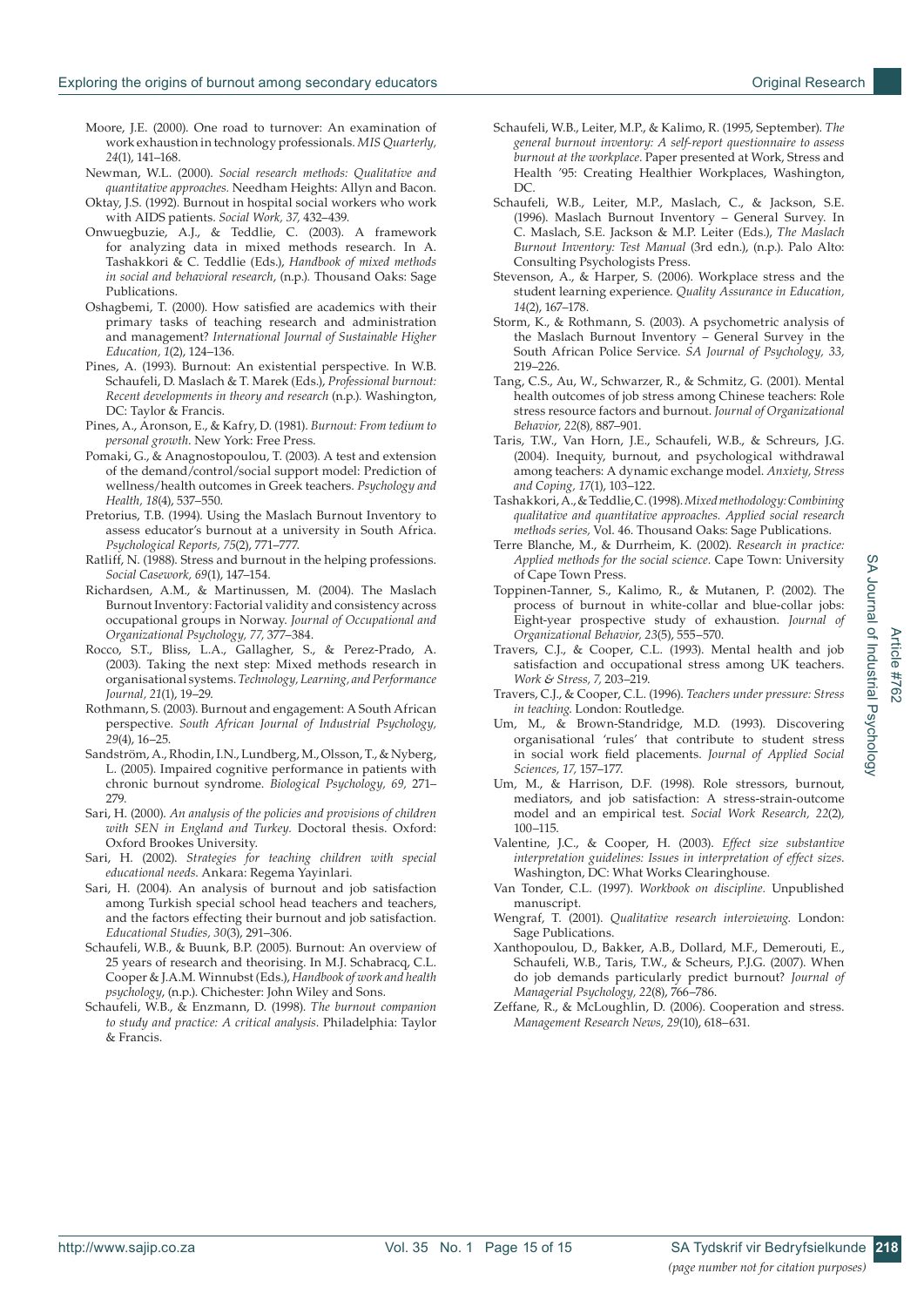Moore, J.E. (2000). One road to turnover: An examination of work exhaustion in technology professionals. *MIS Quarterly, 24*(1), 141–168.

Newman, W.L. (2000). *Social research methods: Qualitative and quantitative approaches.* Needham Heights: Allyn and Bacon.

Oktay, J.S. (1992). Burnout in hospital social workers who work with AIDS patients. *Social Work, 37,* 432–439.

Onwuegbuzie, A.J., & Teddlie, C. (2003). A framework for analyzing data in mixed methods research. In A. Tashakkori & C. Teddlie (Eds.), *Handbook of mixed methods in social and behavioral research*, (n.p.). Thousand Oaks: Sage Publications.

Oshagbemi, T. (2000). How satisfied are academics with their primary tasks of teaching research and administration and management? *International Journal of Sustainable Higher Education, 1*(2), 124–136.

Pines, A. (1993). Burnout: An existential perspective. In W.B. Schaufeli, D. Maslach & T. Marek (Eds.), *Professional burnout: Recent developments in theory and research* (n.p.). Washington, DC: Taylor & Francis.

Pines, A., Aronson, E., & Kafry, D. (1981). *Burnout: From tedium to personal growth.* New York: Free Press.

Pomaki, G., & Anagnostopoulou, T. (2003). A test and extension of the demand/control/social support model: Prediction of wellness/health outcomes in Greek teachers. *Psychology and Health, 18*(4), 537–550.

Pretorius, T.B. (1994). Using the Maslach Burnout Inventory to assess educator's burnout at a university in South Africa. *Psychological Reports, 75*(2), 771–777.

Ratliff, N. (1988). Stress and burnout in the helping professions. *Social Casework, 69*(1), 147–154.

Richardsen, A.M., & Martinussen, M. (2004). The Maslach Burnout Inventory: Factorial validity and consistency across occupational groups in Norway. *Journal of Occupational and Organizational Psychology, 77,* 377–384.

Rocco, S.T., Bliss, L.A., Gallagher, S., & Perez-Prado, A. (2003). Taking the next step: Mixed methods research in organisational systems. *Technology, Learning, and Performance Journal, 21*(1), 19–29.

Rothmann, S. (2003). Burnout and engagement: A South African perspective. *South African Journal of Industrial Psychology, 29*(4), 16–25.

Sandström, A., Rhodin, I.N., Lundberg, M., Olsson, T., & Nyberg, L. (2005). Impaired cognitive performance in patients with chronic burnout syndrome. *Biological Psychology, 69,* 271–279.

Sari, H. (2000). *An analysis of the policies and provisions of children with SEN in England and Turkey.* Doctoral thesis. Oxford: Oxford Brookes University.

Sari, H. (2002). *Strategies for teaching children with special educational needs*. Ankara: Regema Yayinlari.

Sari, H. (2004). An analysis of burnout and job satisfaction among Turkish special school head teachers and teachers, and the factors effecting their burnout and job satisfaction. *Educational Studies, 30*(3), 291–306.

Schaufeli, W.B., & Buunk, B.P. (2005). Burnout: An overview of 25 years of research and theorising. In M.J. Schabracq, C.L. Cooper & J.A.M. Winnubst (Eds.), *Handbook of work and health psychology*, (n.p.). Chichester: John Wiley and Sons.

Schaufeli, W.B., & Enzmann, D. (1998). *The burnout companion to study and practice: A critical analysis.* Philadelphia: Taylor & Francis.

Schaufeli, W.B., Leiter, M.P., & Kalimo, R. (1995, September). *The general burnout inventory: A self-report questionnaire to assess burnout at the workplace*. Paper presented at Work, Stress and Health '95: Creating Healthier Workplaces, Washington, DC.

Schaufeli, W.B., Leiter, M.P., Maslach, C., & Jackson, S.E. (1996). Maslach Burnout Inventory – General Survey. In C. Maslach, S.E. Jackson & M.P. Leiter (Eds.), *The Maslach Burnout Inventory: Test Manual* (3rd edn.), (n.p.). Palo Alto: Consulting Psychologists Press.

Stevenson, A., & Harper, S. (2006). Workplace stress and the student learning experience. *Quality Assurance in Education, 14*(2), 167–178.

Storm, K., & Rothmann, S. (2003). A psychometric analysis of the Maslach Burnout Inventory – General Survey in the South African Police Service. *SA Journal of Psychology, 33,* 219–226.

Tang, C.S., Au, W., Schwarzer, R., & Schmitz, G. (2001). Mental health outcomes of job stress among Chinese teachers: Role stress resource factors and burnout. *Journal of Organizational Behavior, 22*(8), 887–901.

Taris, T.W., Van Horn, J.E., Schaufeli, W.B., & Schreurs, J.G. (2004). Inequity, burnout, and psychological withdrawal among teachers: A dynamic exchange model. *Anxiety, Stress and Coping, 17*(1), 103–122.

Tashakkori, A., & Teddlie, C. (1998). *Mixed methodology: Combining qualitative and quantitative approaches. Applied social research methods series,* Vol. 46. Thousand Oaks: Sage Publications.

Terre Blanche, M., & Durrheim, K. (2002). *Research in practice: Applied methods for the social science.* Cape Town: University of Cape Town Press.

Toppinen-Tanner, S., Kalimo, R., & Mutanen, P. (2002). The process of burnout in white-collar and blue-collar jobs: Eight-year prospective study of exhaustion. *Journal of Organizational Behavior, 23*(5), 555–570.

Travers, C.J., & Cooper, C.L. (1993). Mental health and job satisfaction and occupational stress among UK teachers. *Work & Stress, 7,* 203–219.

Travers, C.J., & Cooper, C.L. (1996). *Teachers under pressure: Stress in teaching.* London: Routledge.

Um, M., & Brown-Standridge, M.D. (1993). Discovering organisational 'rules' that contribute to student stress in social work field placements. *Journal of Applied Social Sciences, 17,* 157–177.

Um, M., & Harrison, D.F. (1998). Role stressors, burnout, mediators, and job satisfaction: A stress-strain-outcome model and an empirical test. *Social Work Research, 22*(2), 100–115.

Valentine, J.C., & Cooper, H. (2003). *Effect size substantive interpretation guidelines: Issues in interpretation of effect sizes.* Washington, DC: What Works Clearinghouse.

Van Tonder, C.L. (1997). *Workbook on discipline*. Unpublished manuscript.

Wengraf, T. (2001). *Qualitative research interviewing.* London: Sage Publications.

Xanthopoulou, D., Bakker, A.B., Dollard, M.F., Demerouti, E., Schaufeli, W.B., Taris, T.W., & Scheurs, P.J.G. (2007). When do job demands particularly predict burnout? *Journal of Managerial Psychology, 22*(8), 766–786.

Zeffane, R., & McLoughlin, D. (2006). Cooperation and stress. *Management Research News, 29*(10), 618–631.